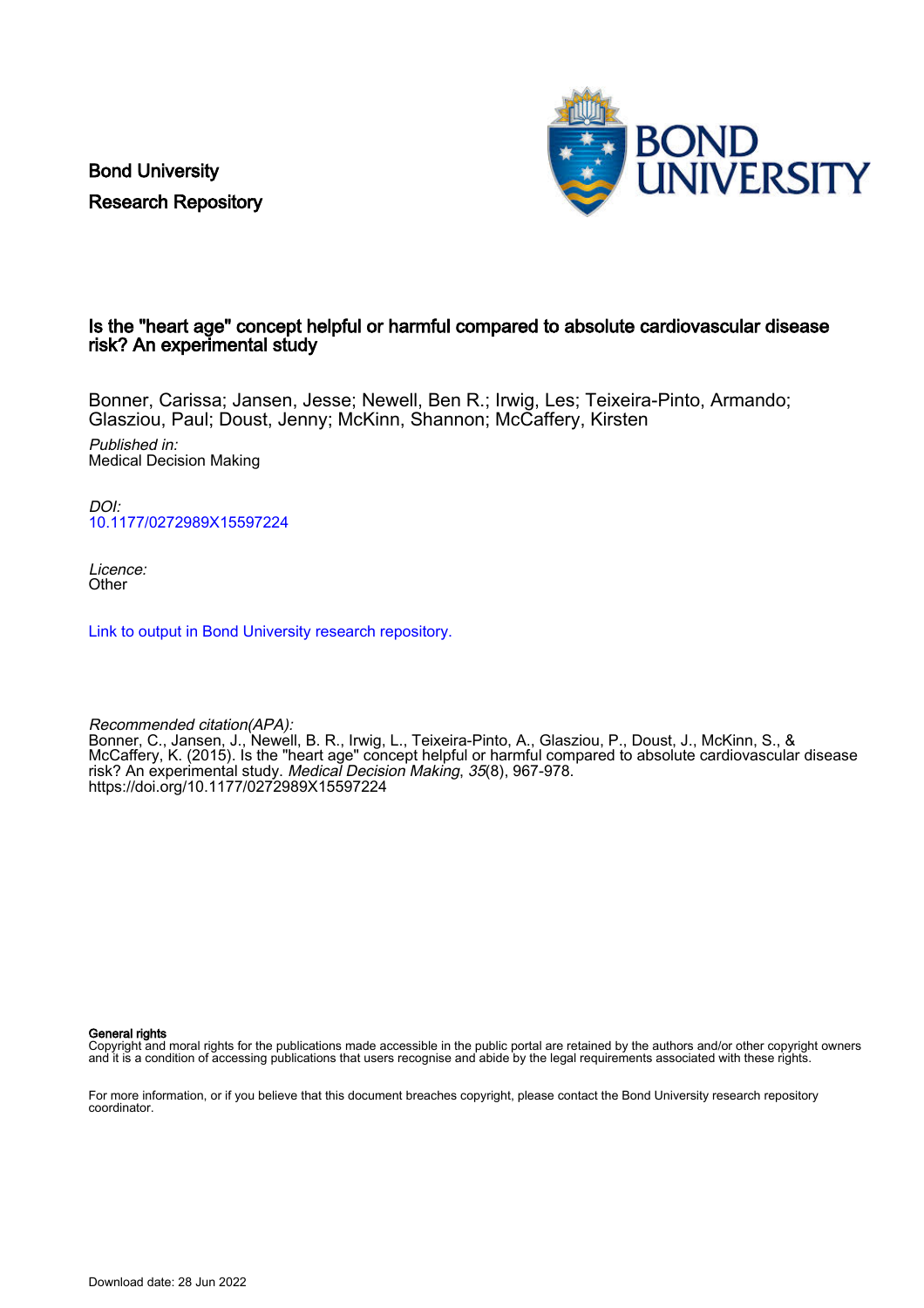Bond University
Research Repository

# Is the "heart age" concept helpful or harmful compared to absolute cardiovascular disease risk? An experimental study

Bonner, Carissa; Jansen, Jesse; Newell, Ben R.; Irwig, Les; Teixeira-Pinto, Armando; Glasziou, Paul; Doust, Jenny; McKinn, Shannon; McCaffery, Kirsten

*Published in:*
Medical Decision Making

*DOI:*
10.1177/0272989X15597224

*Licence:*
Other

Link to output in Bond University research repository.

*Recommended citation(APA):*
Bonner, C., Jansen, J., Newell, B. R., Irwig, L., Teixeira-Pinto, A., Glasziou, P., Doust, J., McKinn, S., & McCaffery, K. (2015). Is the "heart age" concept helpful or harmful compared to absolute cardiovascular disease risk? An experimental study. *Medical Decision Making*, *35*(8), 967-978. https://doi.org/10.1177/0272989X15597224

**General rights**
Copyright and moral rights for the publications made accessible in the public portal are retained by the authors and/or other copyright owners and it is a condition of accessing publications that users recognise and abide by the legal requirements associated with these rights.

For more information, or if you believe that this document breaches copyright, please contact the Bond University research repository coordinator.

Download date: 28 Jun 2022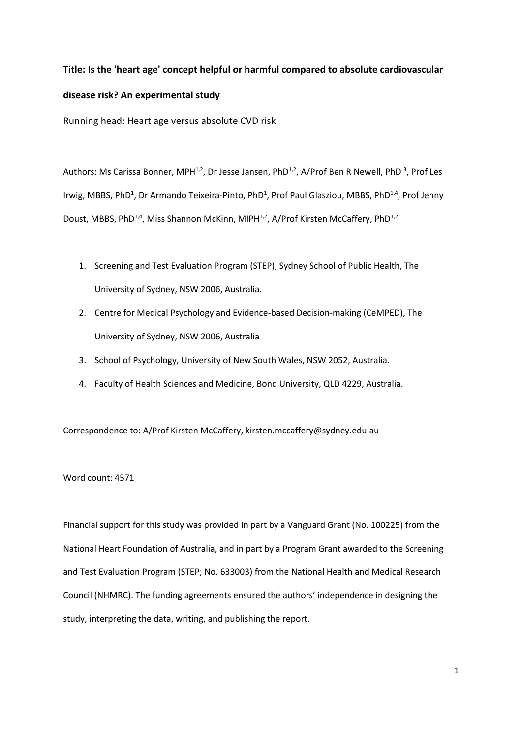**Title: Is the 'heart age' concept helpful or harmful compared to absolute cardiovascular disease risk? An experimental study**

Running head: Heart age versus absolute CVD risk

Authors: Ms Carissa Bonner, MPH[1,2], Dr Jesse Jansen, PhD[1,2], A/Prof Ben R Newell, PhD [3], Prof Les Irwig, MBBS, PhD[1], Dr Armando Teixeira-Pinto, PhD[1], Prof Paul Glasziou, MBBS, PhD[1,4], Prof Jenny Doust, MBBS, PhD[1,4], Miss Shannon McKinn, MIPH[1,2], A/Prof Kirsten McCaffery, PhD[1,2]

1. Screening and Test Evaluation Program (STEP), Sydney School of Public Health, The University of Sydney, NSW 2006, Australia.
2. Centre for Medical Psychology and Evidence-based Decision-making (CeMPED), The University of Sydney, NSW 2006, Australia
3. School of Psychology, University of New South Wales, NSW 2052, Australia.
4. Faculty of Health Sciences and Medicine, Bond University, QLD 4229, Australia.

Correspondence to: A/Prof Kirsten McCaffery, kirsten.mccaffery@sydney.edu.au

Word count: 4571

Financial support for this study was provided in part by a Vanguard Grant (No. 100225) from the National Heart Foundation of Australia, and in part by a Program Grant awarded to the Screening and Test Evaluation Program (STEP; No. 633003) from the National Health and Medical Research Council (NHMRC). The funding agreements ensured the authors' independence in designing the study, interpreting the data, writing, and publishing the report.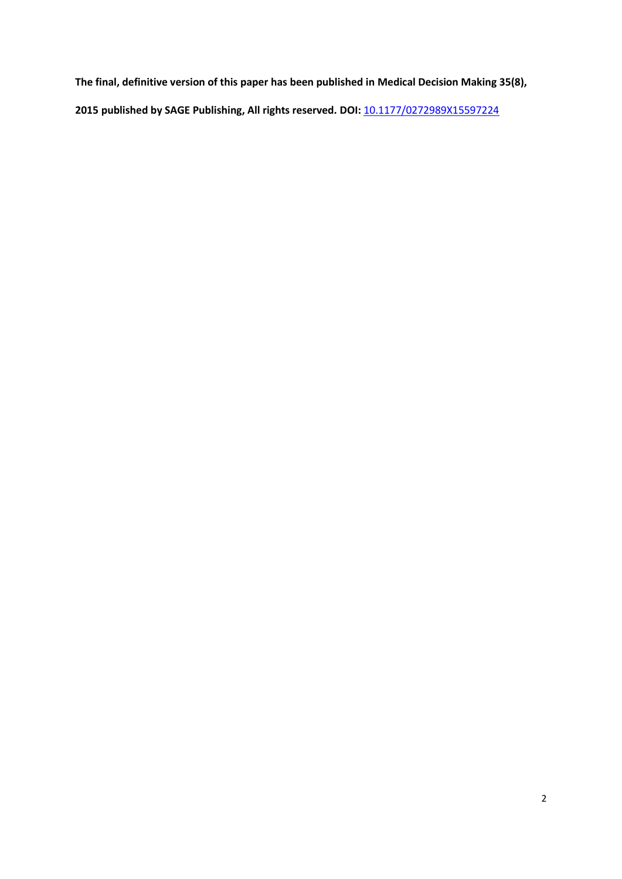**The final, definitive version of this paper has been published in Medical Decision Making 35(8), 2015 published by SAGE Publishing, All rights reserved. DOI:** [10.1177/0272989X15597224](https://doi.org/10.1177/0272989X15597224)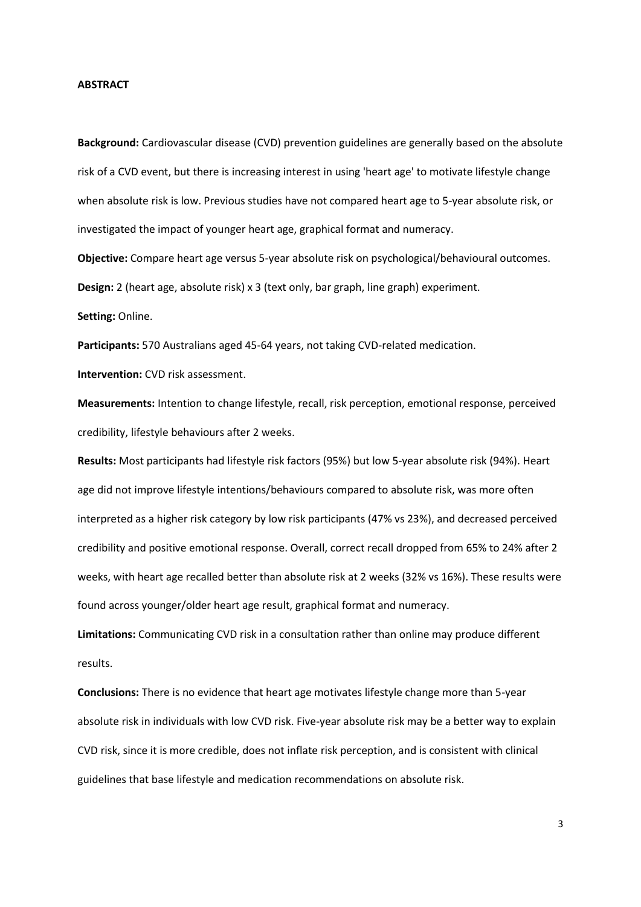**ABSTRACT**

**Background:** Cardiovascular disease (CVD) prevention guidelines are generally based on the absolute risk of a CVD event, but there is increasing interest in using 'heart age' to motivate lifestyle change when absolute risk is low. Previous studies have not compared heart age to 5-year absolute risk, or investigated the impact of younger heart age, graphical format and numeracy.

**Objective:** Compare heart age versus 5-year absolute risk on psychological/behavioural outcomes.

**Design:** 2 (heart age, absolute risk) x 3 (text only, bar graph, line graph) experiment.

**Setting:** Online.

**Participants:** 570 Australians aged 45-64 years, not taking CVD-related medication.

**Intervention:** CVD risk assessment.

**Measurements:** Intention to change lifestyle, recall, risk perception, emotional response, perceived credibility, lifestyle behaviours after 2 weeks.

**Results:** Most participants had lifestyle risk factors (95%) but low 5-year absolute risk (94%). Heart age did not improve lifestyle intentions/behaviours compared to absolute risk, was more often interpreted as a higher risk category by low risk participants (47% vs 23%), and decreased perceived credibility and positive emotional response. Overall, correct recall dropped from 65% to 24% after 2 weeks, with heart age recalled better than absolute risk at 2 weeks (32% vs 16%). These results were found across younger/older heart age result, graphical format and numeracy.

**Limitations:** Communicating CVD risk in a consultation rather than online may produce different results.

**Conclusions:** There is no evidence that heart age motivates lifestyle change more than 5-year absolute risk in individuals with low CVD risk. Five-year absolute risk may be a better way to explain CVD risk, since it is more credible, does not inflate risk perception, and is consistent with clinical guidelines that base lifestyle and medication recommendations on absolute risk.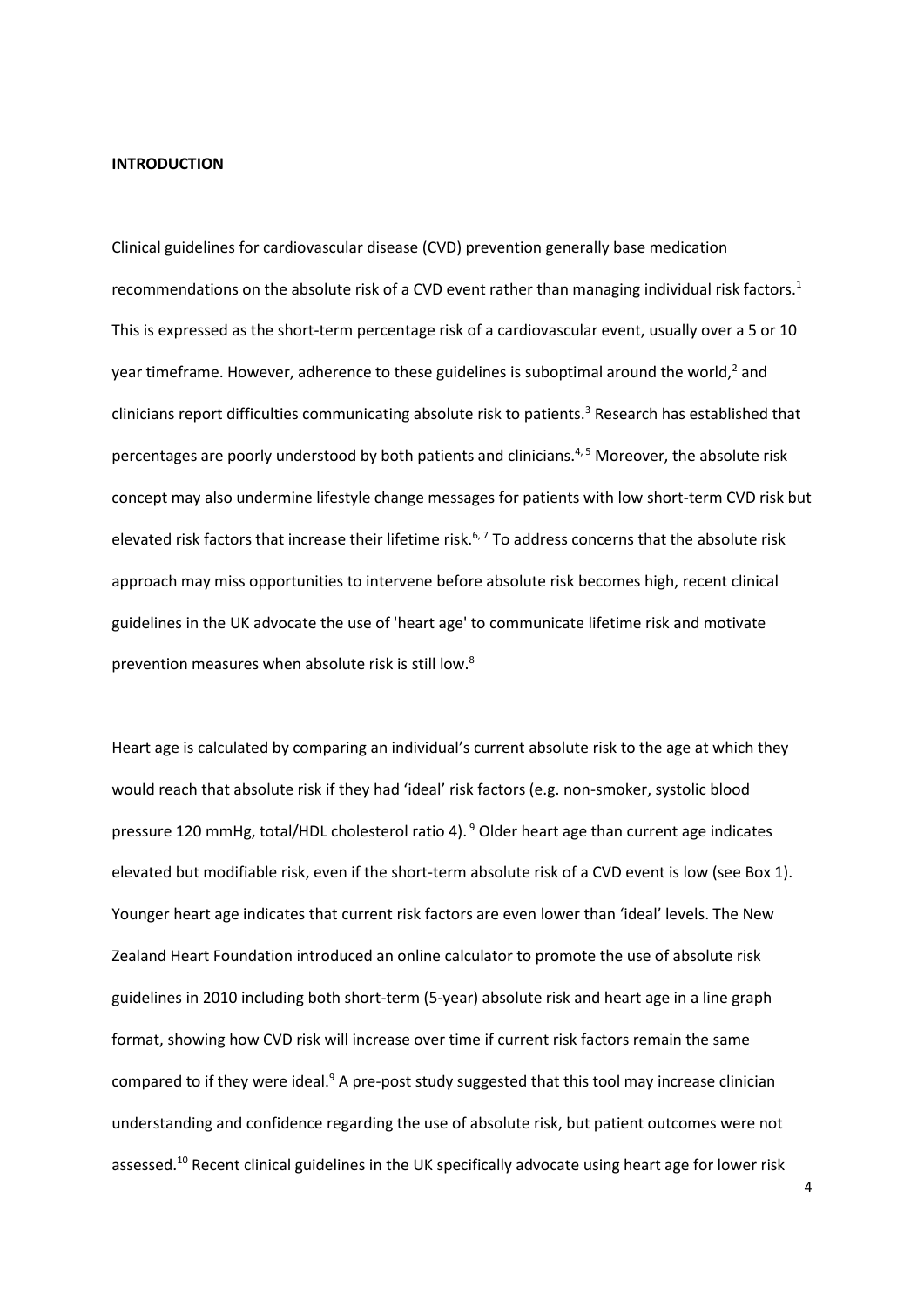**INTRODUCTION**

Clinical guidelines for cardiovascular disease (CVD) prevention generally base medication recommendations on the absolute risk of a CVD event rather than managing individual risk factors.[1] This is expressed as the short-term percentage risk of a cardiovascular event, usually over a 5 or 10 year timeframe. However, adherence to these guidelines is suboptimal around the world,[2] and clinicians report difficulties communicating absolute risk to patients.[3] Research has established that percentages are poorly understood by both patients and clinicians.[4, 5] Moreover, the absolute risk concept may also undermine lifestyle change messages for patients with low short-term CVD risk but elevated risk factors that increase their lifetime risk.[6, 7] To address concerns that the absolute risk approach may miss opportunities to intervene before absolute risk becomes high, recent clinical guidelines in the UK advocate the use of 'heart age' to communicate lifetime risk and motivate prevention measures when absolute risk is still low.[8]

Heart age is calculated by comparing an individual's current absolute risk to the age at which they would reach that absolute risk if they had 'ideal' risk factors (e.g. non-smoker, systolic blood pressure 120 mmHg, total/HDL cholesterol ratio 4).[9] Older heart age than current age indicates elevated but modifiable risk, even if the short-term absolute risk of a CVD event is low (see Box 1). Younger heart age indicates that current risk factors are even lower than 'ideal' levels. The New Zealand Heart Foundation introduced an online calculator to promote the use of absolute risk guidelines in 2010 including both short-term (5-year) absolute risk and heart age in a line graph format, showing how CVD risk will increase over time if current risk factors remain the same compared to if they were ideal.[9] A pre-post study suggested that this tool may increase clinician understanding and confidence regarding the use of absolute risk, but patient outcomes were not assessed.[10] Recent clinical guidelines in the UK specifically advocate using heart age for lower risk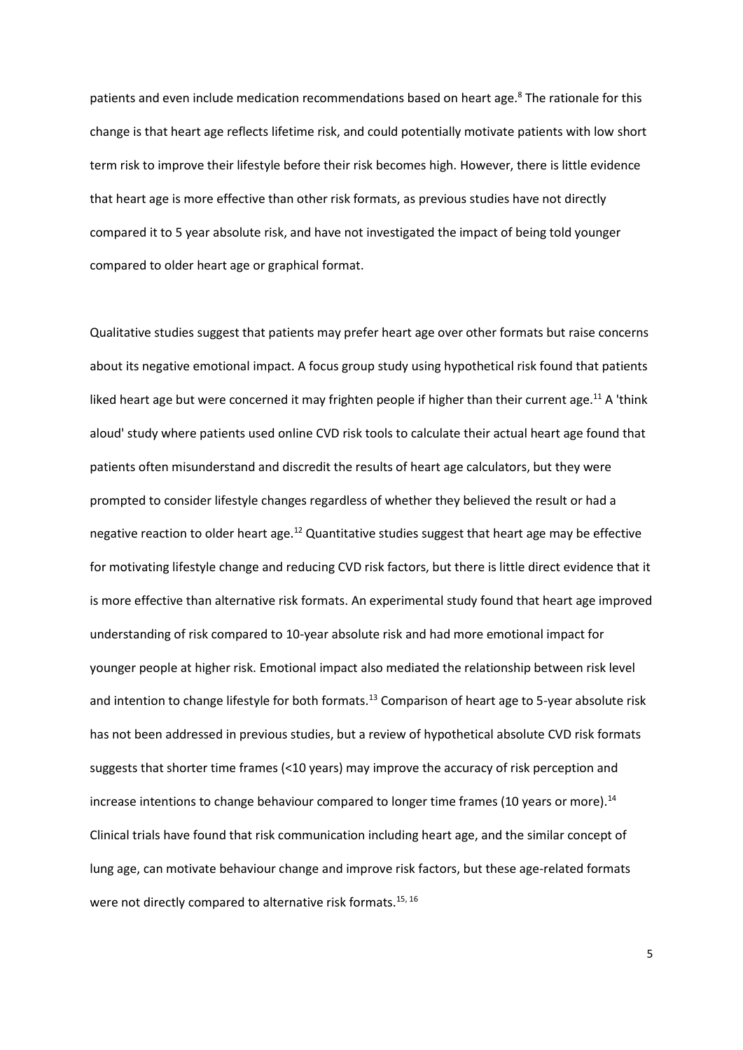patients and even include medication recommendations based on heart age.[8] The rationale for this change is that heart age reflects lifetime risk, and could potentially motivate patients with low short term risk to improve their lifestyle before their risk becomes high. However, there is little evidence that heart age is more effective than other risk formats, as previous studies have not directly compared it to 5 year absolute risk, and have not investigated the impact of being told younger compared to older heart age or graphical format.

Qualitative studies suggest that patients may prefer heart age over other formats but raise concerns about its negative emotional impact. A focus group study using hypothetical risk found that patients liked heart age but were concerned it may frighten people if higher than their current age.[11] A 'think aloud' study where patients used online CVD risk tools to calculate their actual heart age found that patients often misunderstand and discredit the results of heart age calculators, but they were prompted to consider lifestyle changes regardless of whether they believed the result or had a negative reaction to older heart age.[12] Quantitative studies suggest that heart age may be effective for motivating lifestyle change and reducing CVD risk factors, but there is little direct evidence that it is more effective than alternative risk formats. An experimental study found that heart age improved understanding of risk compared to 10-year absolute risk and had more emotional impact for younger people at higher risk. Emotional impact also mediated the relationship between risk level and intention to change lifestyle for both formats.[13] Comparison of heart age to 5-year absolute risk has not been addressed in previous studies, but a review of hypothetical absolute CVD risk formats suggests that shorter time frames (<10 years) may improve the accuracy of risk perception and increase intentions to change behaviour compared to longer time frames (10 years or more).[14] Clinical trials have found that risk communication including heart age, and the similar concept of lung age, can motivate behaviour change and improve risk factors, but these age-related formats were not directly compared to alternative risk formats.[15, 16]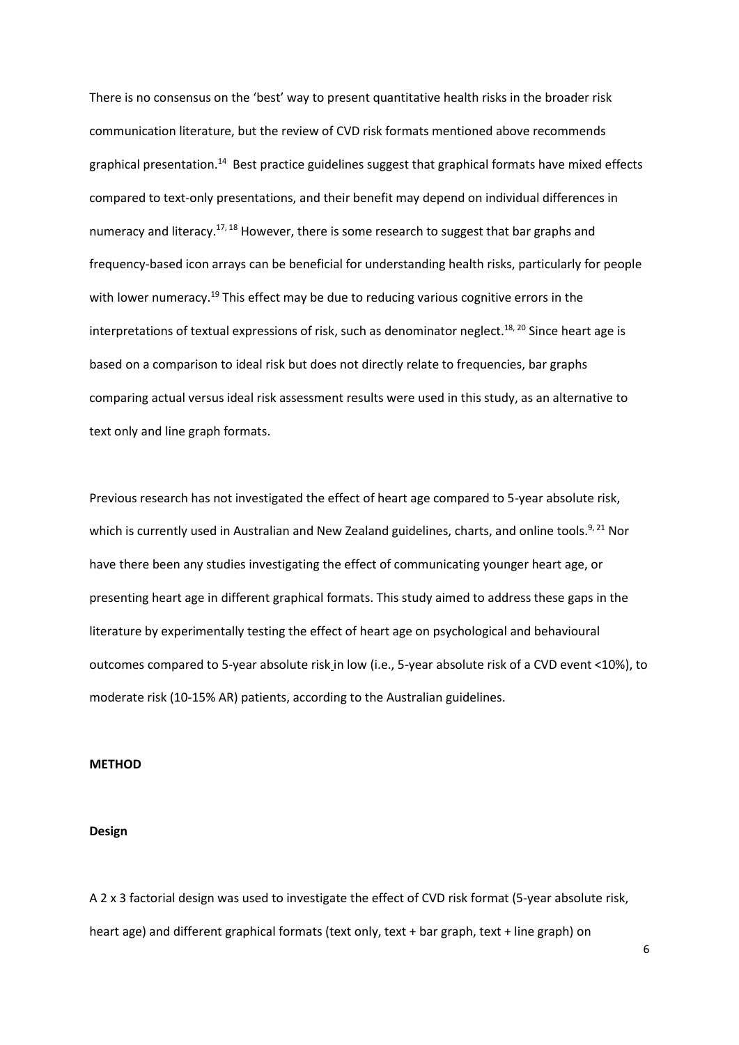There is no consensus on the 'best' way to present quantitative health risks in the broader risk communication literature, but the review of CVD risk formats mentioned above recommends graphical presentation.[14] Best practice guidelines suggest that graphical formats have mixed effects compared to text-only presentations, and their benefit may depend on individual differences in numeracy and literacy.[17, 18] However, there is some research to suggest that bar graphs and frequency-based icon arrays can be beneficial for understanding health risks, particularly for people with lower numeracy.[19] This effect may be due to reducing various cognitive errors in the interpretations of textual expressions of risk, such as denominator neglect.[18, 20] Since heart age is based on a comparison to ideal risk but does not directly relate to frequencies, bar graphs comparing actual versus ideal risk assessment results were used in this study, as an alternative to text only and line graph formats.

Previous research has not investigated the effect of heart age compared to 5-year absolute risk, which is currently used in Australian and New Zealand guidelines, charts, and online tools.[9, 21] Nor have there been any studies investigating the effect of communicating younger heart age, or presenting heart age in different graphical formats. This study aimed to address these gaps in the literature by experimentally testing the effect of heart age on psychological and behavioural outcomes compared to 5-year absolute risk in low (i.e., 5-year absolute risk of a CVD event <10%), to moderate risk (10-15% AR) patients, according to the Australian guidelines.

## METHOD

### Design

A 2 x 3 factorial design was used to investigate the effect of CVD risk format (5-year absolute risk, heart age) and different graphical formats (text only, text + bar graph, text + line graph) on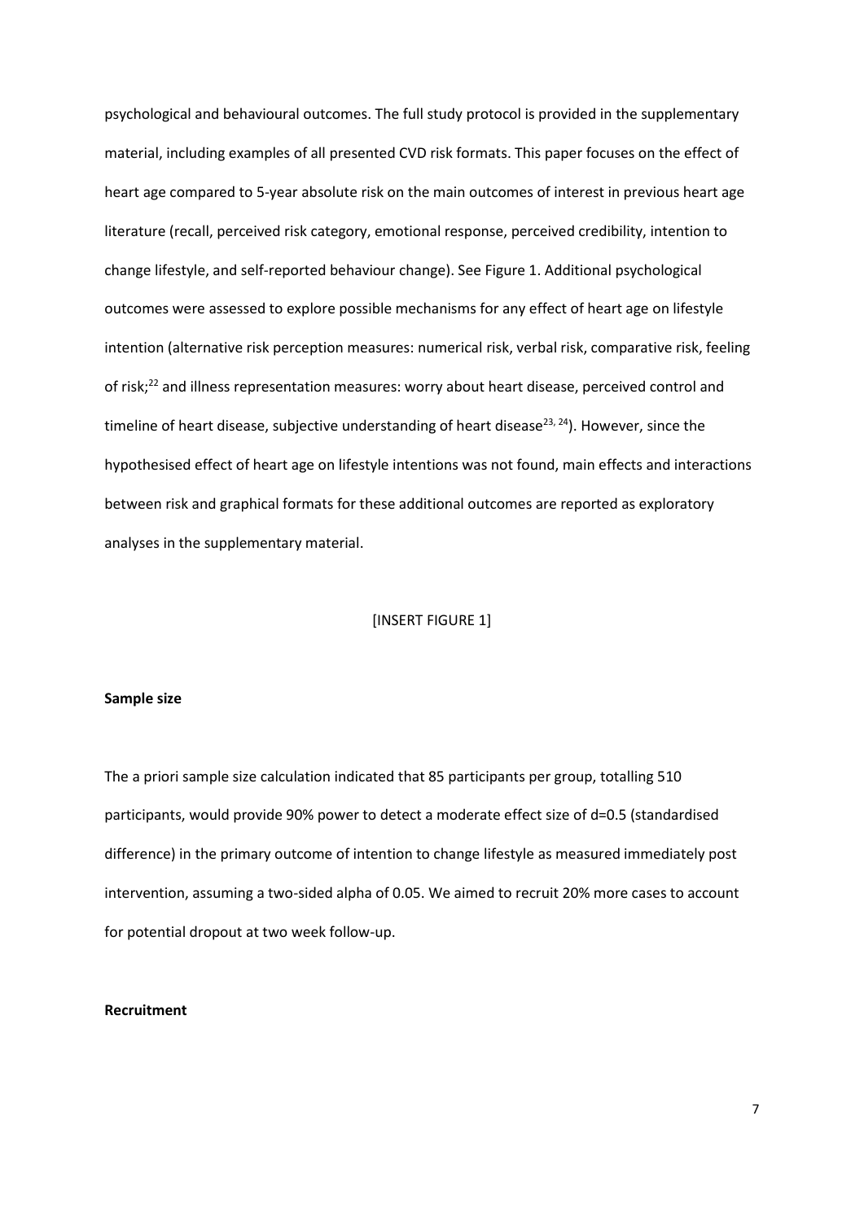psychological and behavioural outcomes. The full study protocol is provided in the supplementary material, including examples of all presented CVD risk formats. This paper focuses on the effect of heart age compared to 5-year absolute risk on the main outcomes of interest in previous heart age literature (recall, perceived risk category, emotional response, perceived credibility, intention to change lifestyle, and self-reported behaviour change). See Figure 1. Additional psychological outcomes were assessed to explore possible mechanisms for any effect of heart age on lifestyle intention (alternative risk perception measures: numerical risk, verbal risk, comparative risk, feeling of risk;[22] and illness representation measures: worry about heart disease, perceived control and timeline of heart disease, subjective understanding of heart disease[23, 24]). However, since the hypothesised effect of heart age on lifestyle intentions was not found, main effects and interactions between risk and graphical formats for these additional outcomes are reported as exploratory analyses in the supplementary material.

[INSERT FIGURE 1]

**Sample size**

The a priori sample size calculation indicated that 85 participants per group, totalling 510 participants, would provide 90% power to detect a moderate effect size of d=0.5 (standardised difference) in the primary outcome of intention to change lifestyle as measured immediately post intervention, assuming a two-sided alpha of 0.05. We aimed to recruit 20% more cases to account for potential dropout at two week follow-up.

**Recruitment**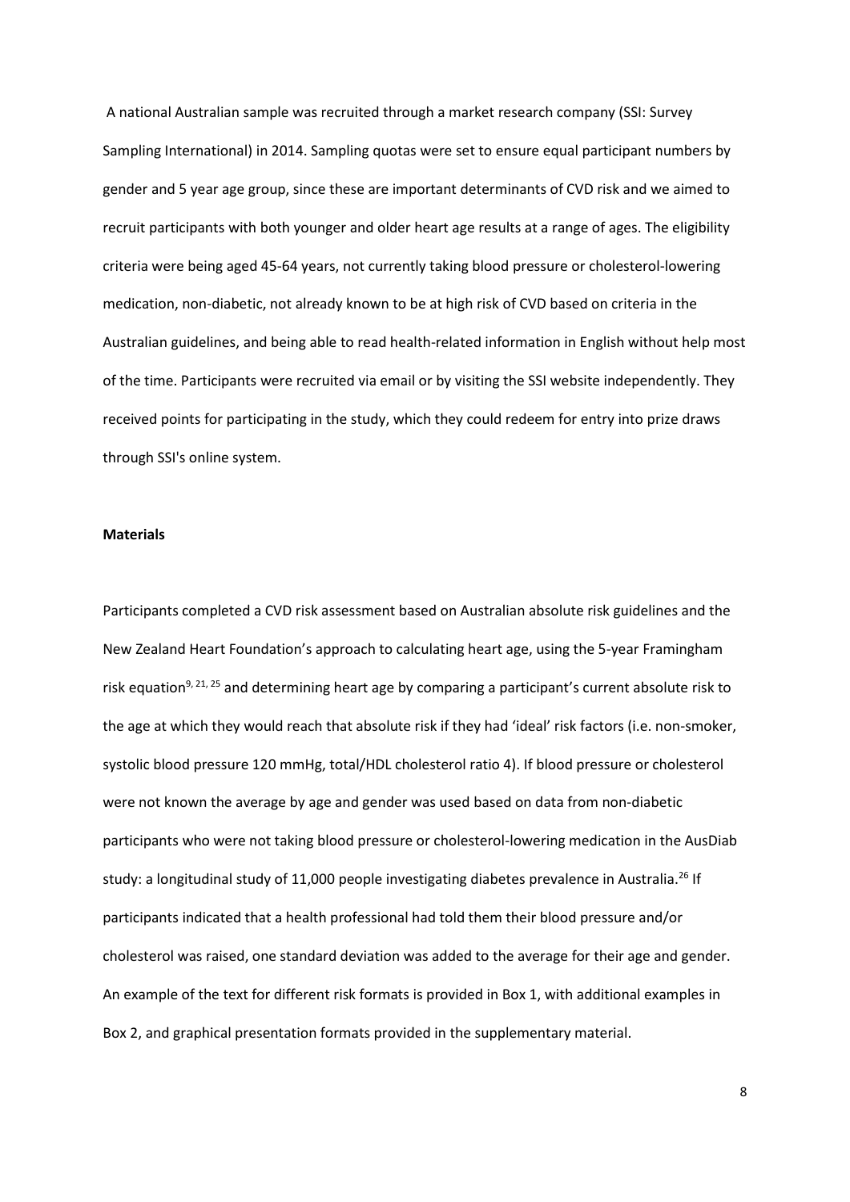A national Australian sample was recruited through a market research company (SSI: Survey Sampling International) in 2014. Sampling quotas were set to ensure equal participant numbers by gender and 5 year age group, since these are important determinants of CVD risk and we aimed to recruit participants with both younger and older heart age results at a range of ages. The eligibility criteria were being aged 45-64 years, not currently taking blood pressure or cholesterol-lowering medication, non-diabetic, not already known to be at high risk of CVD based on criteria in the Australian guidelines, and being able to read health-related information in English without help most of the time. Participants were recruited via email or by visiting the SSI website independently. They received points for participating in the study, which they could redeem for entry into prize draws through SSI's online system.

**Materials**

Participants completed a CVD risk assessment based on Australian absolute risk guidelines and the New Zealand Heart Foundation's approach to calculating heart age, using the 5-year Framingham risk equation[9, 21, 25] and determining heart age by comparing a participant's current absolute risk to the age at which they would reach that absolute risk if they had 'ideal' risk factors (i.e. non-smoker, systolic blood pressure 120 mmHg, total/HDL cholesterol ratio 4). If blood pressure or cholesterol were not known the average by age and gender was used based on data from non-diabetic participants who were not taking blood pressure or cholesterol-lowering medication in the AusDiab study: a longitudinal study of 11,000 people investigating diabetes prevalence in Australia.[26] If participants indicated that a health professional had told them their blood pressure and/or cholesterol was raised, one standard deviation was added to the average for their age and gender. An example of the text for different risk formats is provided in Box 1, with additional examples in Box 2, and graphical presentation formats provided in the supplementary material.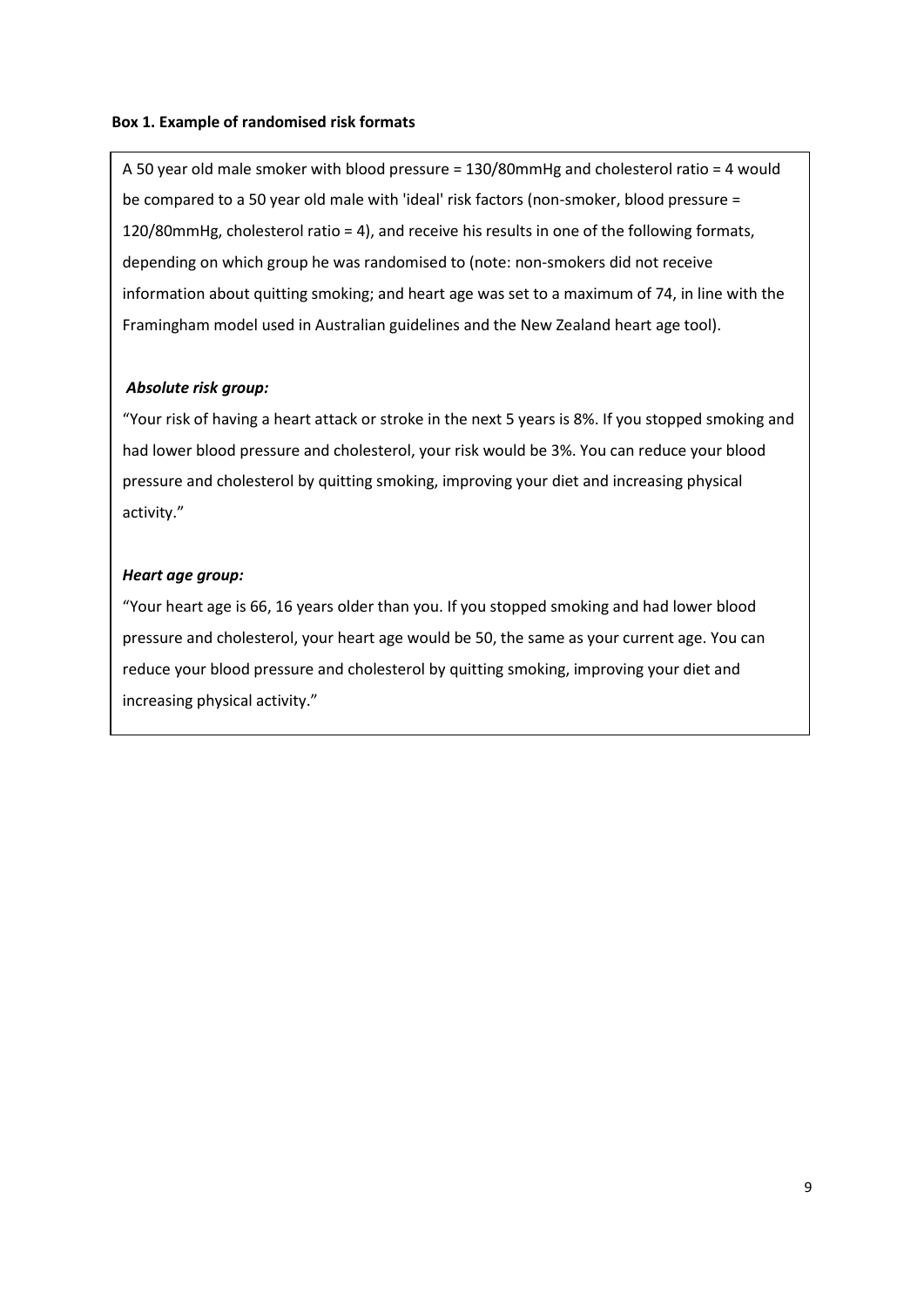**Box 1. Example of randomised risk formats**

A 50 year old male smoker with blood pressure = 130/80mmHg and cholesterol ratio = 4 would be compared to a 50 year old male with 'ideal' risk factors (non-smoker, blood pressure = 120/80mmHg, cholesterol ratio = 4), and receive his results in one of the following formats, depending on which group he was randomised to (note: non-smokers did not receive information about quitting smoking; and heart age was set to a maximum of 74, in line with the Framingham model used in Australian guidelines and the New Zealand heart age tool).

***Absolute risk group:***

"Your risk of having a heart attack or stroke in the next 5 years is 8%. If you stopped smoking and had lower blood pressure and cholesterol, your risk would be 3%. You can reduce your blood pressure and cholesterol by quitting smoking, improving your diet and increasing physical activity."

***Heart age group:***

"Your heart age is 66, 16 years older than you. If you stopped smoking and had lower blood pressure and cholesterol, your heart age would be 50, the same as your current age. You can reduce your blood pressure and cholesterol by quitting smoking, improving your diet and increasing physical activity."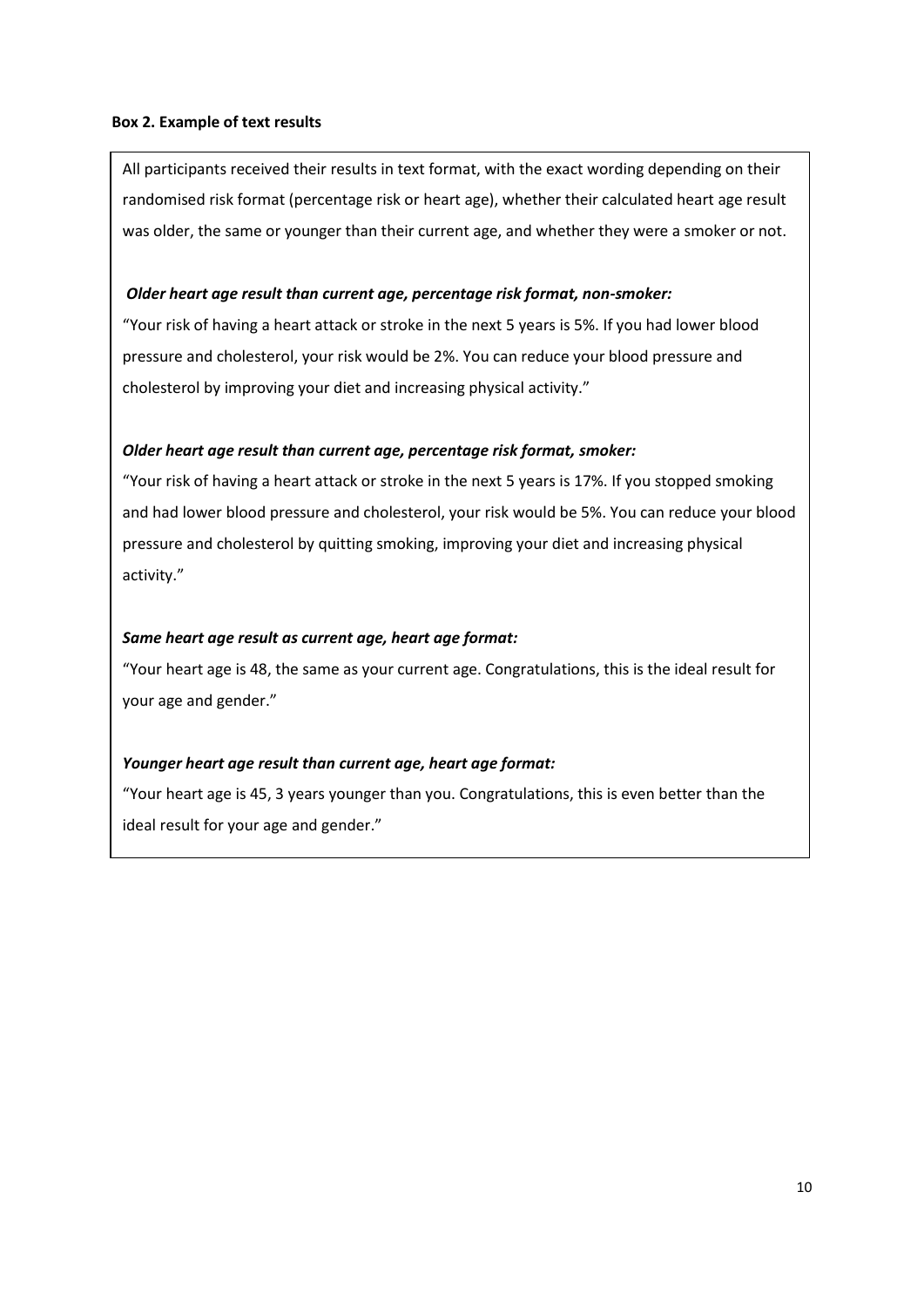**Box 2. Example of text results**

All participants received their results in text format, with the exact wording depending on their randomised risk format (percentage risk or heart age), whether their calculated heart age result was older, the same or younger than their current age, and whether they were a smoker or not.

***Older heart age result than current age, percentage risk format, non-smoker:***

"Your risk of having a heart attack or stroke in the next 5 years is 5%. If you had lower blood pressure and cholesterol, your risk would be 2%. You can reduce your blood pressure and cholesterol by improving your diet and increasing physical activity."

***Older heart age result than current age, percentage risk format, smoker:***

"Your risk of having a heart attack or stroke in the next 5 years is 17%. If you stopped smoking and had lower blood pressure and cholesterol, your risk would be 5%. You can reduce your blood pressure and cholesterol by quitting smoking, improving your diet and increasing physical activity."

***Same heart age result as current age, heart age format:***

"Your heart age is 48, the same as your current age. Congratulations, this is the ideal result for your age and gender."

***Younger heart age result than current age, heart age format:***

"Your heart age is 45, 3 years younger than you. Congratulations, this is even better than the ideal result for your age and gender."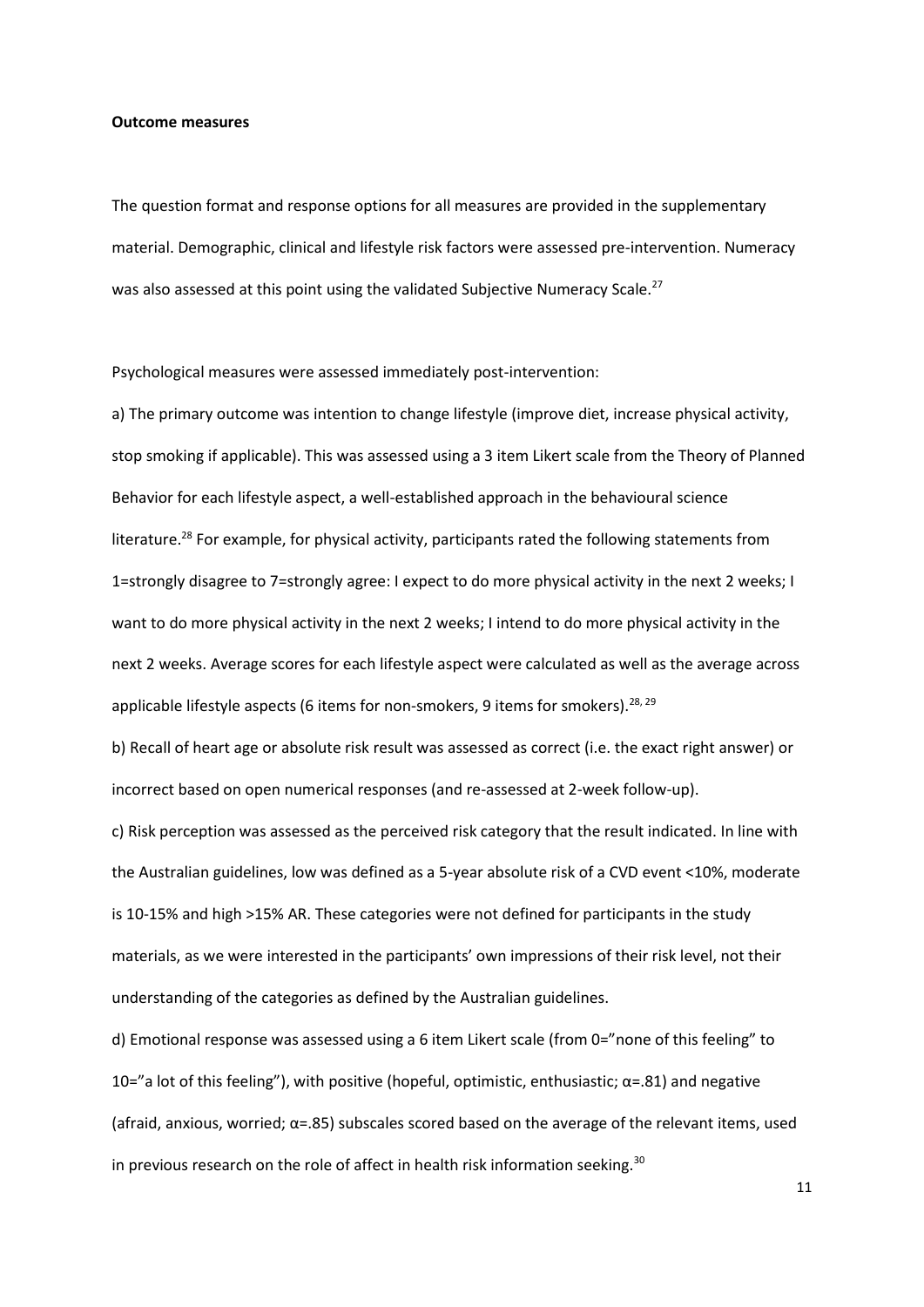**Outcome measures**

The question format and response options for all measures are provided in the supplementary material. Demographic, clinical and lifestyle risk factors were assessed pre-intervention. Numeracy was also assessed at this point using the validated Subjective Numeracy Scale.[27]

Psychological measures were assessed immediately post-intervention:

a) The primary outcome was intention to change lifestyle (improve diet, increase physical activity, stop smoking if applicable). This was assessed using a 3 item Likert scale from the Theory of Planned Behavior for each lifestyle aspect, a well-established approach in the behavioural science literature.[28] For example, for physical activity, participants rated the following statements from 1=strongly disagree to 7=strongly agree: I expect to do more physical activity in the next 2 weeks; I want to do more physical activity in the next 2 weeks; I intend to do more physical activity in the next 2 weeks. Average scores for each lifestyle aspect were calculated as well as the average across applicable lifestyle aspects (6 items for non-smokers, 9 items for smokers).[28, 29]

b) Recall of heart age or absolute risk result was assessed as correct (i.e. the exact right answer) or incorrect based on open numerical responses (and re-assessed at 2-week follow-up).

c) Risk perception was assessed as the perceived risk category that the result indicated. In line with the Australian guidelines, low was defined as a 5-year absolute risk of a CVD event <10%, moderate is 10-15% and high >15% AR. These categories were not defined for participants in the study materials, as we were interested in the participants' own impressions of their risk level, not their understanding of the categories as defined by the Australian guidelines.

d) Emotional response was assessed using a 6 item Likert scale (from 0="none of this feeling" to 10="a lot of this feeling"), with positive (hopeful, optimistic, enthusiastic; $\alpha$=.81) and negative (afraid, anxious, worried; $\alpha$=.85) subscales scored based on the average of the relevant items, used in previous research on the role of affect in health risk information seeking.[30]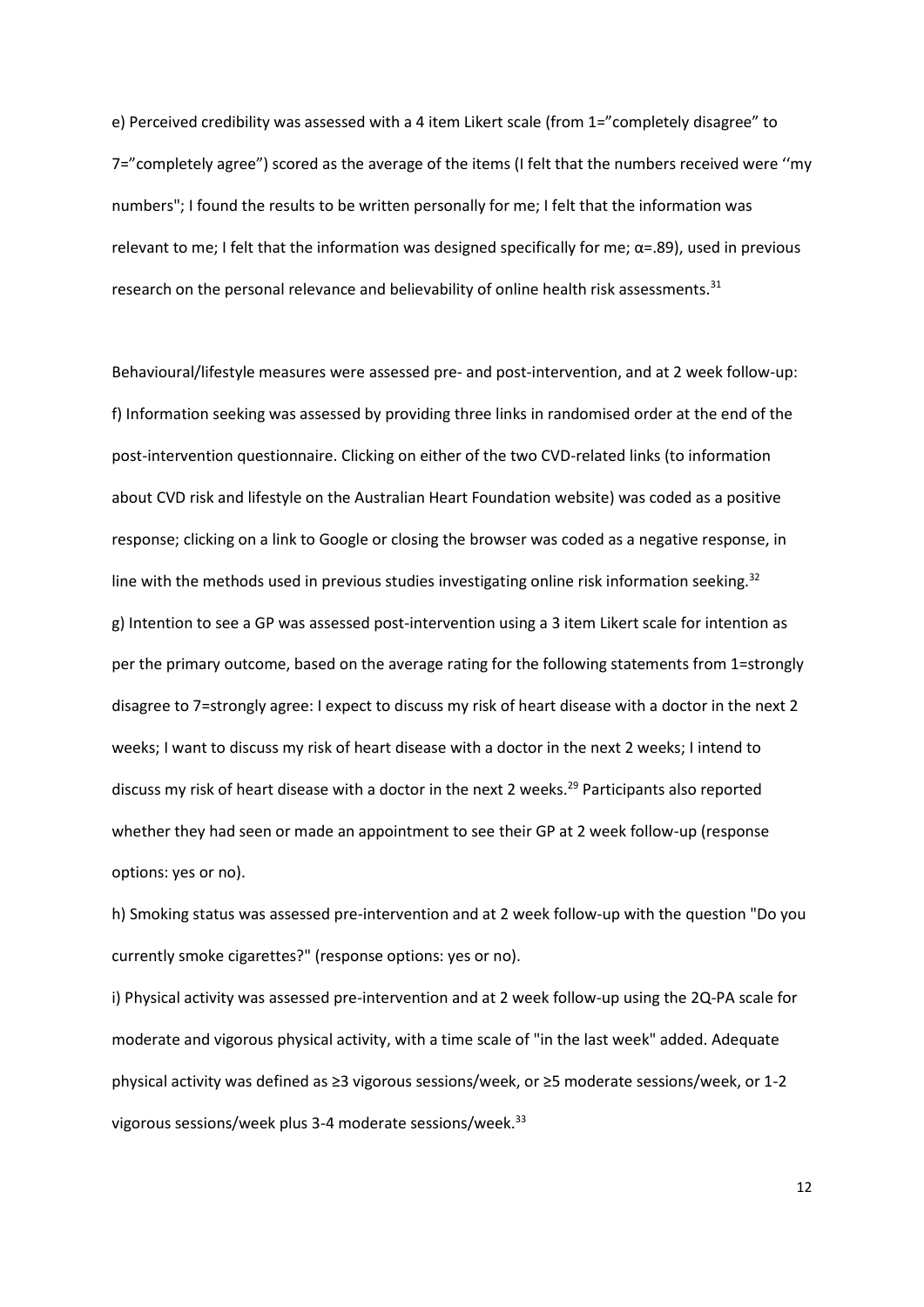e) Perceived credibility was assessed with a 4 item Likert scale (from 1="completely disagree" to 7="completely agree") scored as the average of the items (I felt that the numbers received were ''my numbers"; I found the results to be written personally for me; I felt that the information was relevant to me; I felt that the information was designed specifically for me; α=.89), used in previous research on the personal relevance and believability of online health risk assessments.[31]

Behavioural/lifestyle measures were assessed pre- and post-intervention, and at 2 week follow-up:

f) Information seeking was assessed by providing three links in randomised order at the end of the post-intervention questionnaire. Clicking on either of the two CVD-related links (to information about CVD risk and lifestyle on the Australian Heart Foundation website) was coded as a positive response; clicking on a link to Google or closing the browser was coded as a negative response, in line with the methods used in previous studies investigating online risk information seeking.[32]

g) Intention to see a GP was assessed post-intervention using a 3 item Likert scale for intention as per the primary outcome, based on the average rating for the following statements from 1=strongly disagree to 7=strongly agree: I expect to discuss my risk of heart disease with a doctor in the next 2 weeks; I want to discuss my risk of heart disease with a doctor in the next 2 weeks; I intend to discuss my risk of heart disease with a doctor in the next 2 weeks.[29] Participants also reported whether they had seen or made an appointment to see their GP at 2 week follow-up (response options: yes or no).

h) Smoking status was assessed pre-intervention and at 2 week follow-up with the question "Do you currently smoke cigarettes?" (response options: yes or no).

i) Physical activity was assessed pre-intervention and at 2 week follow-up using the 2Q-PA scale for moderate and vigorous physical activity, with a time scale of "in the last week" added. Adequate physical activity was defined as ≥3 vigorous sessions/week, or ≥5 moderate sessions/week, or 1-2 vigorous sessions/week plus 3-4 moderate sessions/week.[33]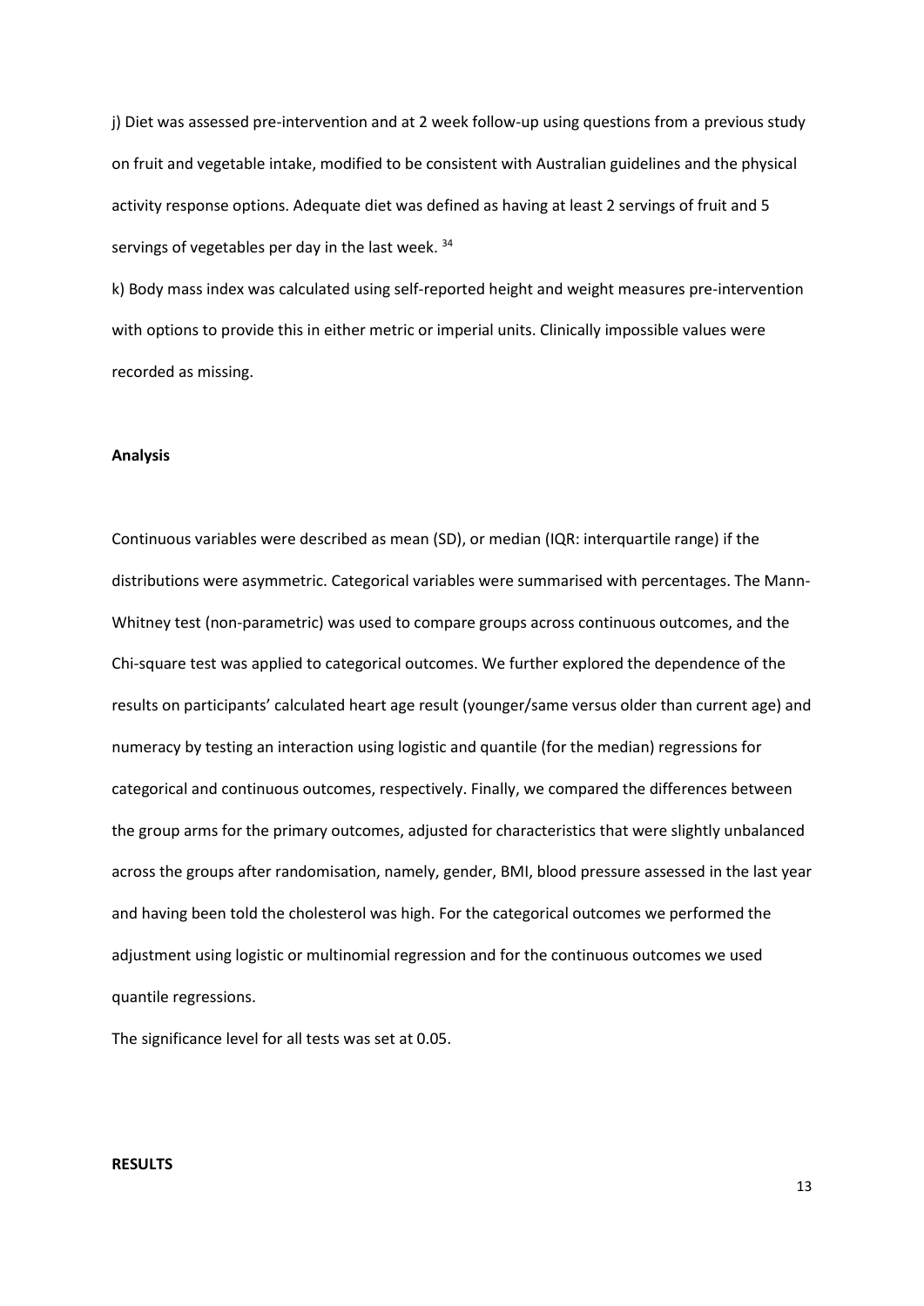j) Diet was assessed pre-intervention and at 2 week follow-up using questions from a previous study on fruit and vegetable intake, modified to be consistent with Australian guidelines and the physical activity response options. Adequate diet was defined as having at least 2 servings of fruit and 5 servings of vegetables per day in the last week. [34]

k) Body mass index was calculated using self-reported height and weight measures pre-intervention with options to provide this in either metric or imperial units. Clinically impossible values were recorded as missing.

**Analysis**

Continuous variables were described as mean (SD), or median (IQR: interquartile range) if the distributions were asymmetric. Categorical variables were summarised with percentages. The Mann-Whitney test (non-parametric) was used to compare groups across continuous outcomes, and the Chi-square test was applied to categorical outcomes. We further explored the dependence of the results on participants' calculated heart age result (younger/same versus older than current age) and numeracy by testing an interaction using logistic and quantile (for the median) regressions for categorical and continuous outcomes, respectively. Finally, we compared the differences between the group arms for the primary outcomes, adjusted for characteristics that were slightly unbalanced across the groups after randomisation, namely, gender, BMI, blood pressure assessed in the last year and having been told the cholesterol was high. For the categorical outcomes we performed the adjustment using logistic or multinomial regression and for the continuous outcomes we used quantile regressions.

The significance level for all tests was set at 0.05.

**RESULTS**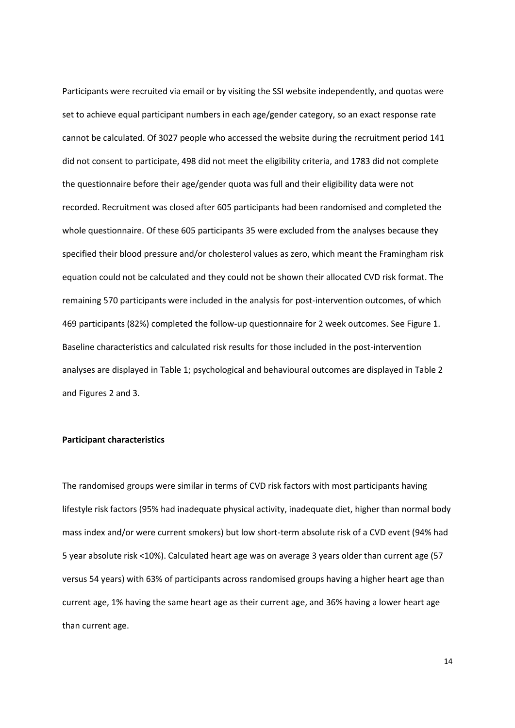Participants were recruited via email or by visiting the SSI website independently, and quotas were set to achieve equal participant numbers in each age/gender category, so an exact response rate cannot be calculated. Of 3027 people who accessed the website during the recruitment period 141 did not consent to participate, 498 did not meet the eligibility criteria, and 1783 did not complete the questionnaire before their age/gender quota was full and their eligibility data were not recorded. Recruitment was closed after 605 participants had been randomised and completed the whole questionnaire. Of these 605 participants 35 were excluded from the analyses because they specified their blood pressure and/or cholesterol values as zero, which meant the Framingham risk equation could not be calculated and they could not be shown their allocated CVD risk format. The remaining 570 participants were included in the analysis for post-intervention outcomes, of which 469 participants (82%) completed the follow-up questionnaire for 2 week outcomes. See Figure 1. Baseline characteristics and calculated risk results for those included in the post-intervention analyses are displayed in Table 1; psychological and behavioural outcomes are displayed in Table 2 and Figures 2 and 3.

**Participant characteristics**

The randomised groups were similar in terms of CVD risk factors with most participants having lifestyle risk factors (95% had inadequate physical activity, inadequate diet, higher than normal body mass index and/or were current smokers) but low short-term absolute risk of a CVD event (94% had 5 year absolute risk <10%). Calculated heart age was on average 3 years older than current age (57 versus 54 years) with 63% of participants across randomised groups having a higher heart age than current age, 1% having the same heart age as their current age, and 36% having a lower heart age than current age.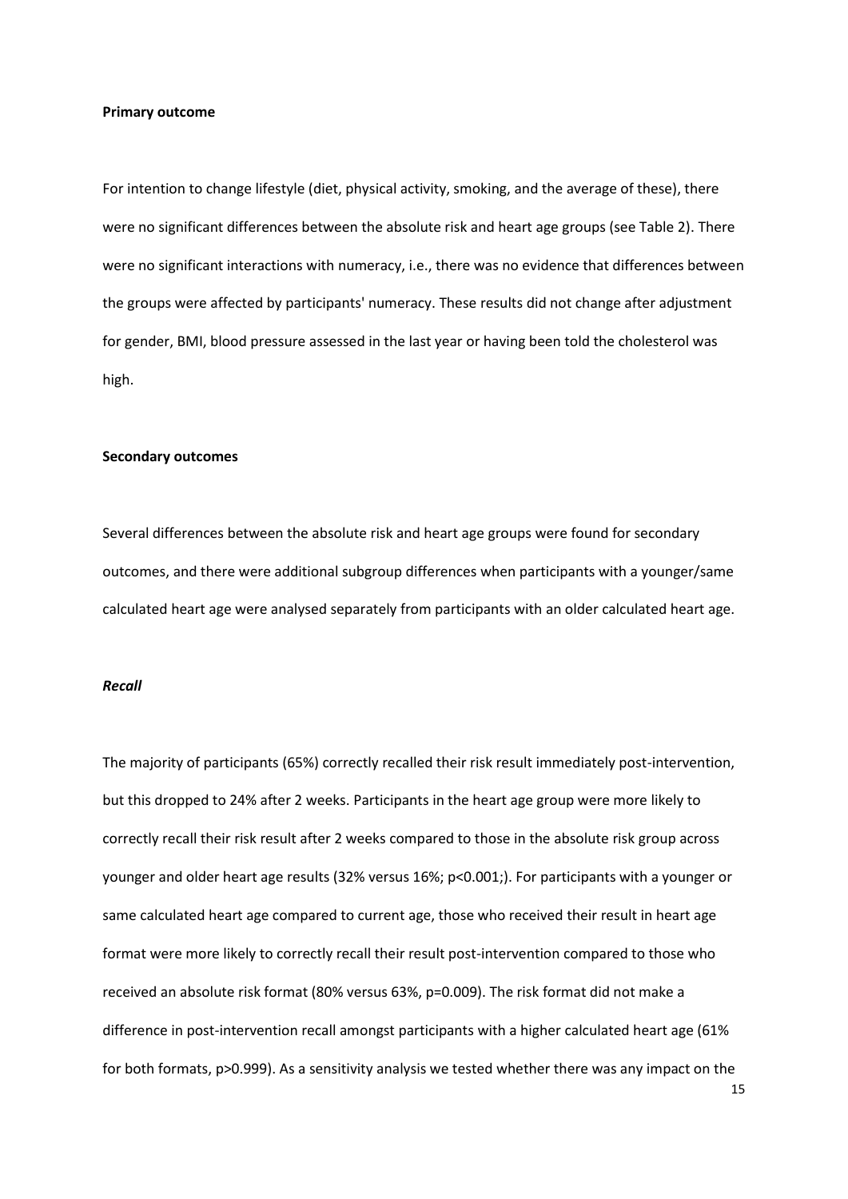**Primary outcome**

For intention to change lifestyle (diet, physical activity, smoking, and the average of these), there were no significant differences between the absolute risk and heart age groups (see Table 2). There were no significant interactions with numeracy, i.e., there was no evidence that differences between the groups were affected by participants' numeracy. These results did not change after adjustment for gender, BMI, blood pressure assessed in the last year or having been told the cholesterol was high.

**Secondary outcomes**

Several differences between the absolute risk and heart age groups were found for secondary outcomes, and there were additional subgroup differences when participants with a younger/same calculated heart age were analysed separately from participants with an older calculated heart age.

***Recall***

The majority of participants (65%) correctly recalled their risk result immediately post-intervention, but this dropped to 24% after 2 weeks. Participants in the heart age group were more likely to correctly recall their risk result after 2 weeks compared to those in the absolute risk group across younger and older heart age results (32% versus 16%; p<0.001;). For participants with a younger or same calculated heart age compared to current age, those who received their result in heart age format were more likely to correctly recall their result post-intervention compared to those who received an absolute risk format (80% versus 63%, p=0.009). The risk format did not make a difference in post-intervention recall amongst participants with a higher calculated heart age (61% for both formats, p>0.999). As a sensitivity analysis we tested whether there was any impact on the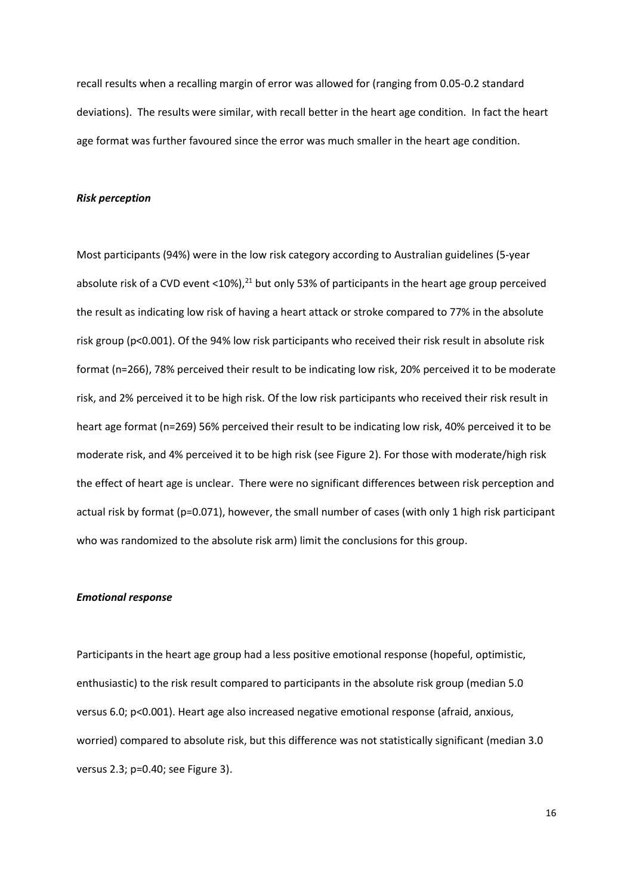recall results when a recalling margin of error was allowed for (ranging from 0.05-0.2 standard deviations). The results were similar, with recall better in the heart age condition. In fact the heart age format was further favoured since the error was much smaller in the heart age condition.

### *Risk perception*

Most participants (94%) were in the low risk category according to Australian guidelines (5-year absolute risk of a CVD event <10%),[21] but only 53% of participants in the heart age group perceived the result as indicating low risk of having a heart attack or stroke compared to 77% in the absolute risk group (p<0.001). Of the 94% low risk participants who received their risk result in absolute risk format (n=266), 78% perceived their result to be indicating low risk, 20% perceived it to be moderate risk, and 2% perceived it to be high risk. Of the low risk participants who received their risk result in heart age format (n=269) 56% perceived their result to be indicating low risk, 40% perceived it to be moderate risk, and 4% perceived it to be high risk (see Figure 2). For those with moderate/high risk the effect of heart age is unclear. There were no significant differences between risk perception and actual risk by format (p=0.071), however, the small number of cases (with only 1 high risk participant who was randomized to the absolute risk arm) limit the conclusions for this group.

### *Emotional response*

Participants in the heart age group had a less positive emotional response (hopeful, optimistic, enthusiastic) to the risk result compared to participants in the absolute risk group (median 5.0 versus 6.0; p<0.001). Heart age also increased negative emotional response (afraid, anxious, worried) compared to absolute risk, but this difference was not statistically significant (median 3.0 versus 2.3; p=0.40; see Figure 3).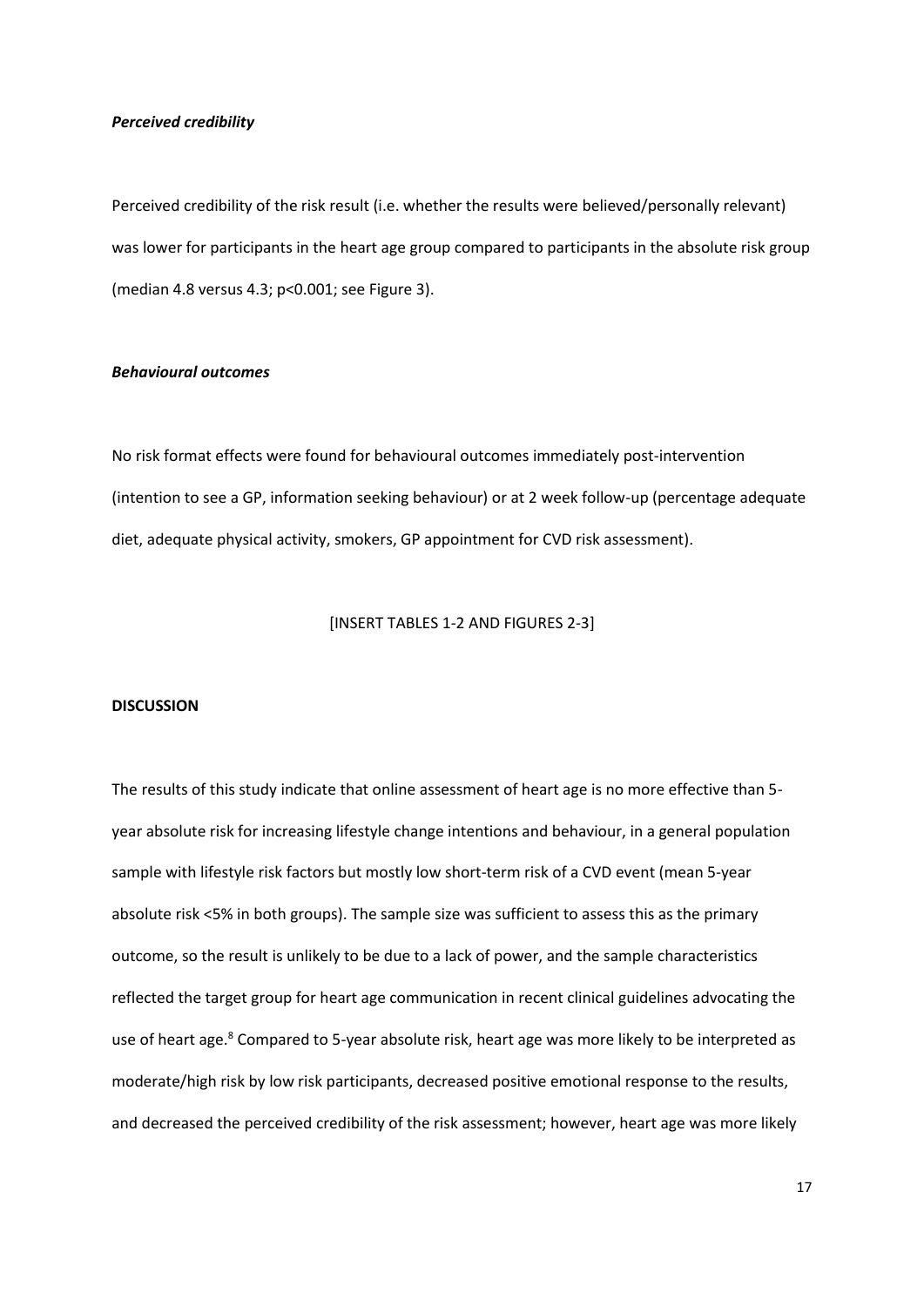### *Perceived credibility*

Perceived credibility of the risk result (i.e. whether the results were believed/personally relevant) was lower for participants in the heart age group compared to participants in the absolute risk group (median 4.8 versus 4.3; $p<0.001$; see Figure 3).

### *Behavioural outcomes*

No risk format effects were found for behavioural outcomes immediately post-intervention (intention to see a GP, information seeking behaviour) or at 2 week follow-up (percentage adequate diet, adequate physical activity, smokers, GP appointment for CVD risk assessment).

[INSERT TABLES 1-2 AND FIGURES 2-3]

## DISCUSSION

The results of this study indicate that online assessment of heart age is no more effective than 5-year absolute risk for increasing lifestyle change intentions and behaviour, in a general population sample with lifestyle risk factors but mostly low short-term risk of a CVD event (mean 5-year absolute risk <5% in both groups). The sample size was sufficient to assess this as the primary outcome, so the result is unlikely to be due to a lack of power, and the sample characteristics reflected the target group for heart age communication in recent clinical guidelines advocating the use of heart age.[8] Compared to 5-year absolute risk, heart age was more likely to be interpreted as moderate/high risk by low risk participants, decreased positive emotional response to the results, and decreased the perceived credibility of the risk assessment; however, heart age was more likely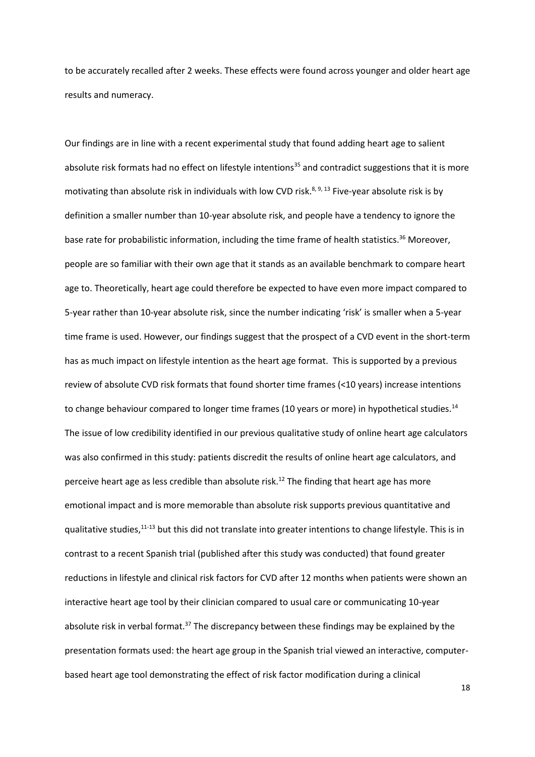to be accurately recalled after 2 weeks. These effects were found across younger and older heart age results and numeracy.

Our findings are in line with a recent experimental study that found adding heart age to salient absolute risk formats had no effect on lifestyle intentions[35] and contradict suggestions that it is more motivating than absolute risk in individuals with low CVD risk.[8, 9, 13] Five-year absolute risk is by definition a smaller number than 10-year absolute risk, and people have a tendency to ignore the base rate for probabilistic information, including the time frame of health statistics.[36] Moreover, people are so familiar with their own age that it stands as an available benchmark to compare heart age to. Theoretically, heart age could therefore be expected to have even more impact compared to 5-year rather than 10-year absolute risk, since the number indicating 'risk' is smaller when a 5-year time frame is used. However, our findings suggest that the prospect of a CVD event in the short-term has as much impact on lifestyle intention as the heart age format. This is supported by a previous review of absolute CVD risk formats that found shorter time frames (<10 years) increase intentions to change behaviour compared to longer time frames (10 years or more) in hypothetical studies.[14] The issue of low credibility identified in our previous qualitative study of online heart age calculators was also confirmed in this study: patients discredit the results of online heart age calculators, and perceive heart age as less credible than absolute risk.[12] The finding that heart age has more emotional impact and is more memorable than absolute risk supports previous quantitative and qualitative studies,[11-13] but this did not translate into greater intentions to change lifestyle. This is in contrast to a recent Spanish trial (published after this study was conducted) that found greater reductions in lifestyle and clinical risk factors for CVD after 12 months when patients were shown an interactive heart age tool by their clinician compared to usual care or communicating 10-year absolute risk in verbal format.[37] The discrepancy between these findings may be explained by the presentation formats used: the heart age group in the Spanish trial viewed an interactive, computer-based heart age tool demonstrating the effect of risk factor modification during a clinical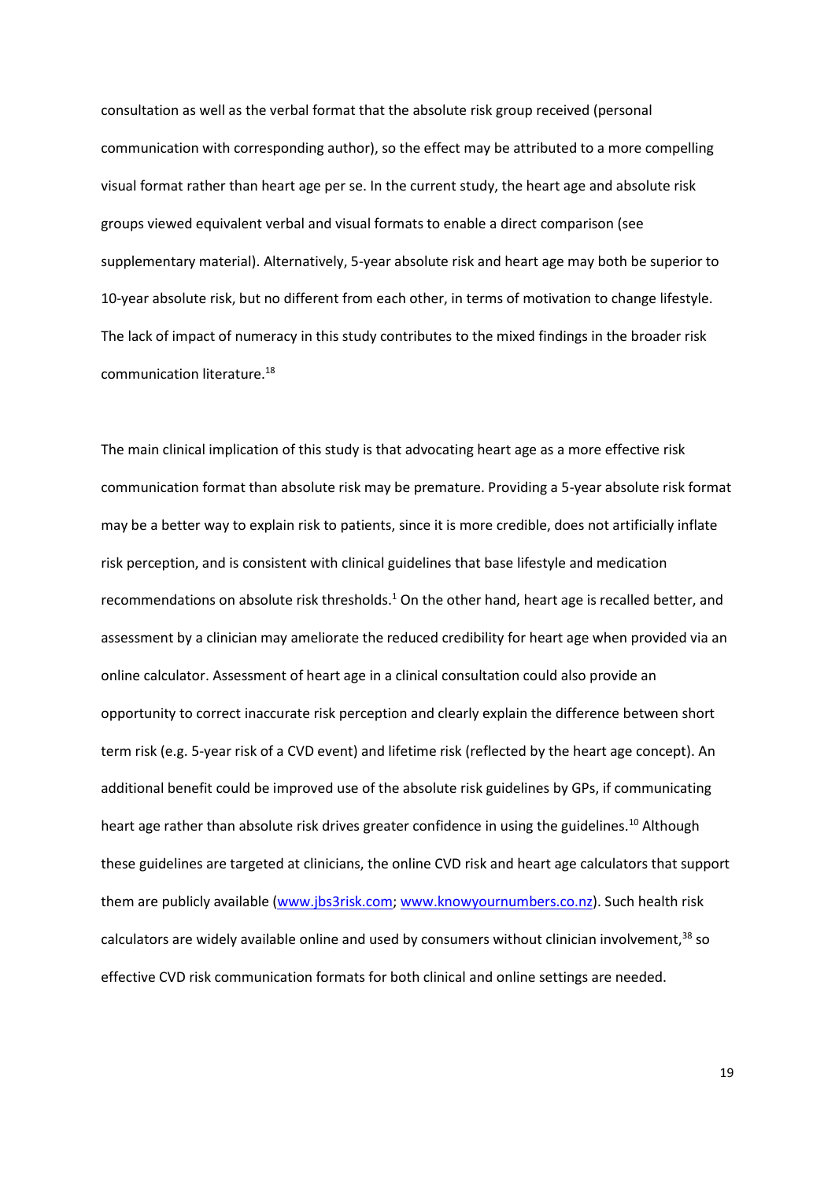consultation as well as the verbal format that the absolute risk group received (personal communication with corresponding author), so the effect may be attributed to a more compelling visual format rather than heart age per se. In the current study, the heart age and absolute risk groups viewed equivalent verbal and visual formats to enable a direct comparison (see supplementary material). Alternatively, 5-year absolute risk and heart age may both be superior to 10-year absolute risk, but no different from each other, in terms of motivation to change lifestyle. The lack of impact of numeracy in this study contributes to the mixed findings in the broader risk communication literature.[18]

The main clinical implication of this study is that advocating heart age as a more effective risk communication format than absolute risk may be premature. Providing a 5-year absolute risk format may be a better way to explain risk to patients, since it is more credible, does not artificially inflate risk perception, and is consistent with clinical guidelines that base lifestyle and medication recommendations on absolute risk thresholds.[1] On the other hand, heart age is recalled better, and assessment by a clinician may ameliorate the reduced credibility for heart age when provided via an online calculator. Assessment of heart age in a clinical consultation could also provide an opportunity to correct inaccurate risk perception and clearly explain the difference between short term risk (e.g. 5-year risk of a CVD event) and lifetime risk (reflected by the heart age concept). An additional benefit could be improved use of the absolute risk guidelines by GPs, if communicating heart age rather than absolute risk drives greater confidence in using the guidelines.[10] Although these guidelines are targeted at clinicians, the online CVD risk and heart age calculators that support them are publicly available (www.jbs3risk.com; www.knowyournumbers.co.nz). Such health risk calculators are widely available online and used by consumers without clinician involvement,[38] so effective CVD risk communication formats for both clinical and online settings are needed.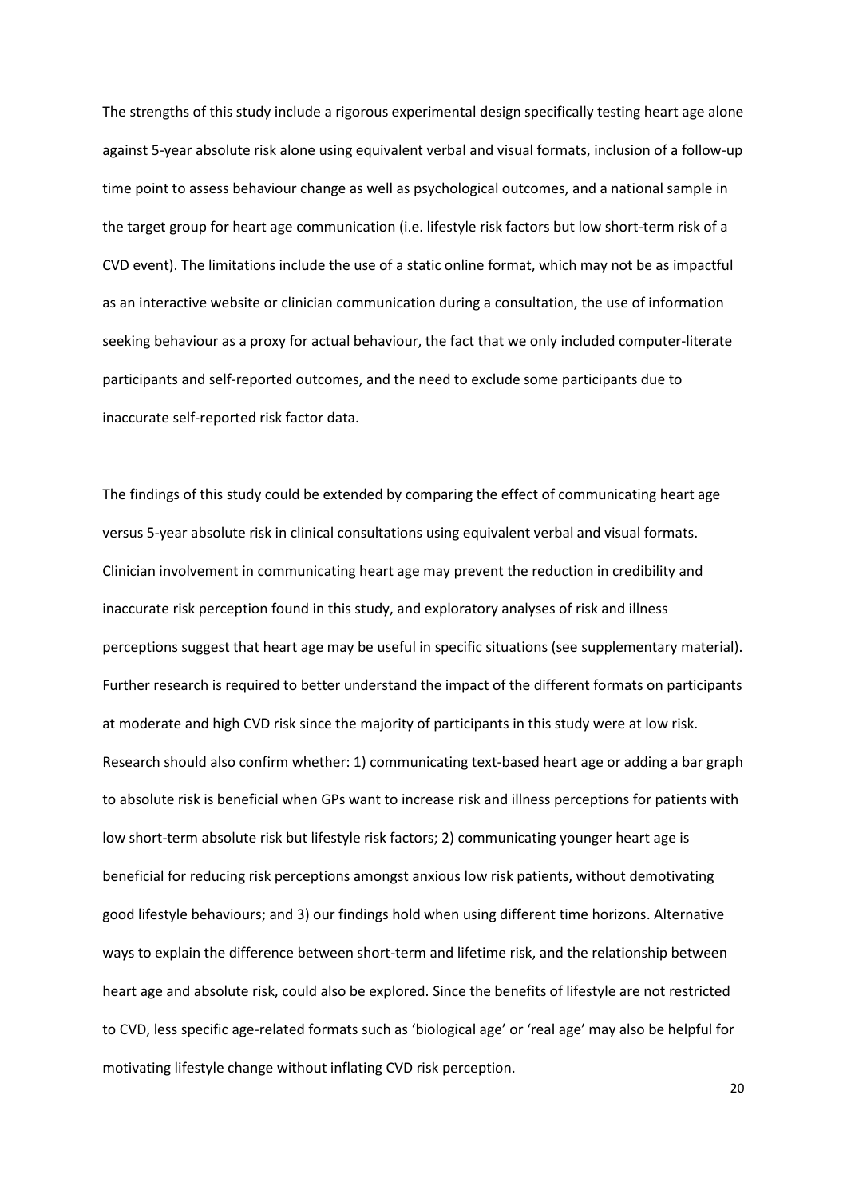The strengths of this study include a rigorous experimental design specifically testing heart age alone against 5-year absolute risk alone using equivalent verbal and visual formats, inclusion of a follow-up time point to assess behaviour change as well as psychological outcomes, and a national sample in the target group for heart age communication (i.e. lifestyle risk factors but low short-term risk of a CVD event). The limitations include the use of a static online format, which may not be as impactful as an interactive website or clinician communication during a consultation, the use of information seeking behaviour as a proxy for actual behaviour, the fact that we only included computer-literate participants and self-reported outcomes, and the need to exclude some participants due to inaccurate self-reported risk factor data.

The findings of this study could be extended by comparing the effect of communicating heart age versus 5-year absolute risk in clinical consultations using equivalent verbal and visual formats. Clinician involvement in communicating heart age may prevent the reduction in credibility and inaccurate risk perception found in this study, and exploratory analyses of risk and illness perceptions suggest that heart age may be useful in specific situations (see supplementary material). Further research is required to better understand the impact of the different formats on participants at moderate and high CVD risk since the majority of participants in this study were at low risk. Research should also confirm whether: 1) communicating text-based heart age or adding a bar graph to absolute risk is beneficial when GPs want to increase risk and illness perceptions for patients with low short-term absolute risk but lifestyle risk factors; 2) communicating younger heart age is beneficial for reducing risk perceptions amongst anxious low risk patients, without demotivating good lifestyle behaviours; and 3) our findings hold when using different time horizons. Alternative ways to explain the difference between short-term and lifetime risk, and the relationship between heart age and absolute risk, could also be explored. Since the benefits of lifestyle are not restricted to CVD, less specific age-related formats such as 'biological age' or 'real age' may also be helpful for motivating lifestyle change without inflating CVD risk perception.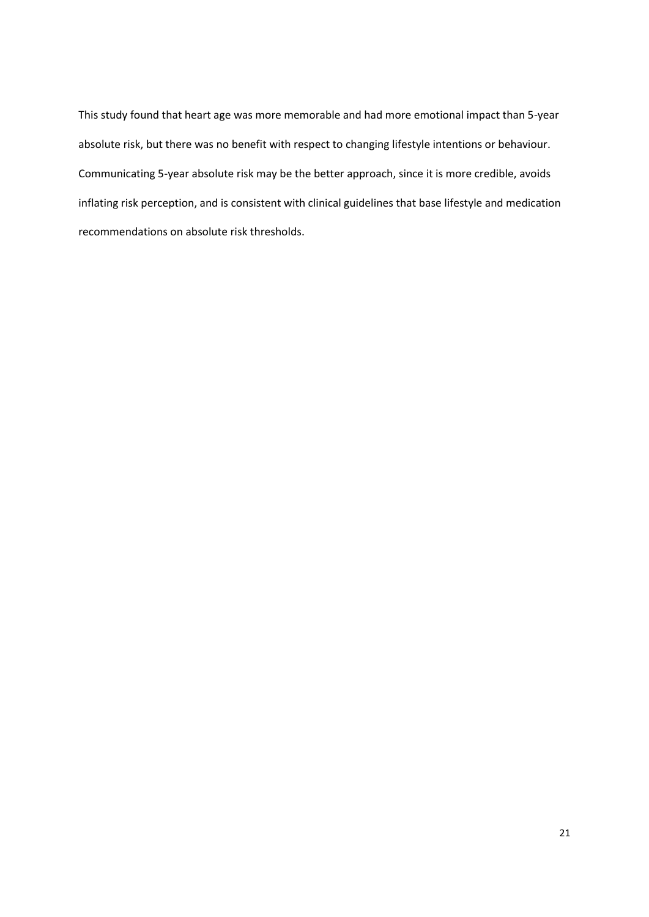This study found that heart age was more memorable and had more emotional impact than 5-year absolute risk, but there was no benefit with respect to changing lifestyle intentions or behaviour. Communicating 5-year absolute risk may be the better approach, since it is more credible, avoids inflating risk perception, and is consistent with clinical guidelines that base lifestyle and medication recommendations on absolute risk thresholds.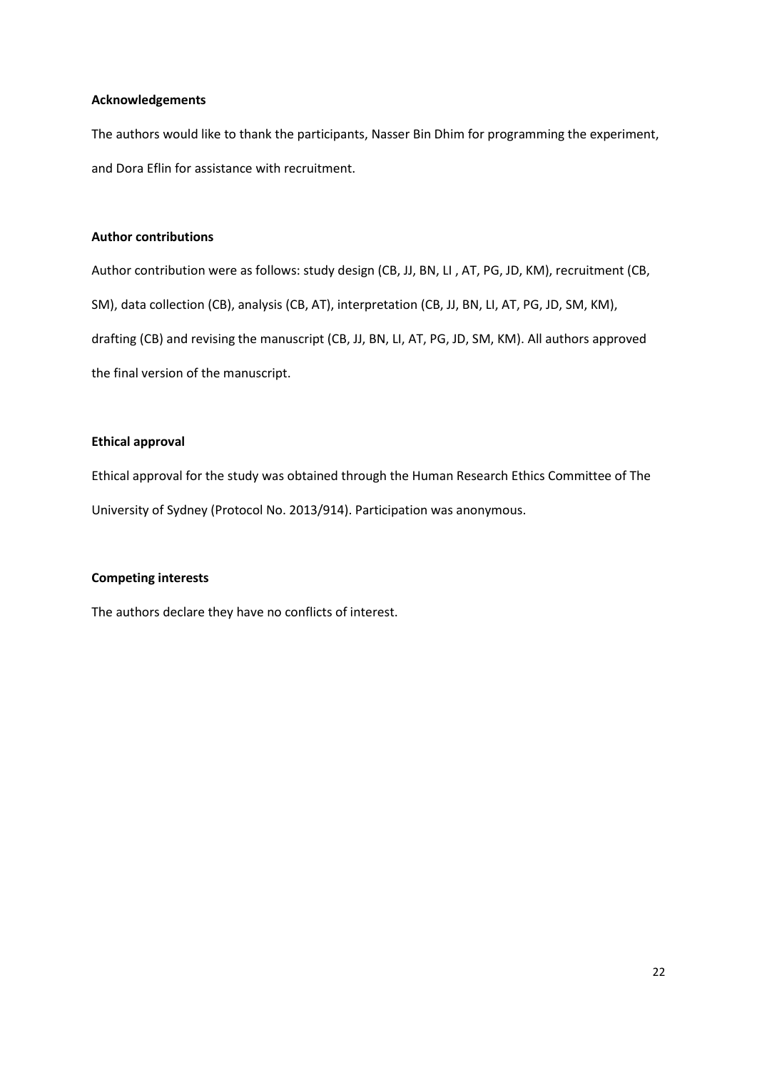**Acknowledgements**

The authors would like to thank the participants, Nasser Bin Dhim for programming the experiment, and Dora Eflin for assistance with recruitment.

**Author contributions**

Author contribution were as follows: study design (CB, JJ, BN, LI , AT, PG, JD, KM), recruitment (CB, SM), data collection (CB), analysis (CB, AT), interpretation (CB, JJ, BN, LI, AT, PG, JD, SM, KM), drafting (CB) and revising the manuscript (CB, JJ, BN, LI, AT, PG, JD, SM, KM). All authors approved the final version of the manuscript.

**Ethical approval**

Ethical approval for the study was obtained through the Human Research Ethics Committee of The University of Sydney (Protocol No. 2013/914). Participation was anonymous.

**Competing interests**

The authors declare they have no conflicts of interest.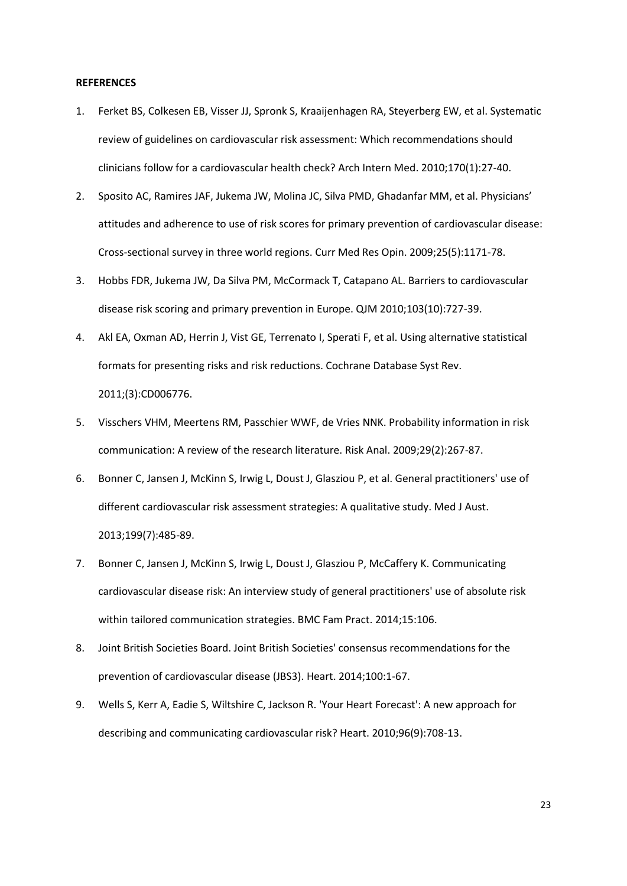**REFERENCES**

1. Ferket BS, Colkesen EB, Visser JJ, Spronk S, Kraaijenhagen RA, Steyerberg EW, et al. Systematic review of guidelines on cardiovascular risk assessment: Which recommendations should clinicians follow for a cardiovascular health check? Arch Intern Med. 2010;170(1):27-40.
2. Sposito AC, Ramires JAF, Jukema JW, Molina JC, Silva PMD, Ghadanfar MM, et al. Physicians' attitudes and adherence to use of risk scores for primary prevention of cardiovascular disease: Cross-sectional survey in three world regions. Curr Med Res Opin. 2009;25(5):1171-78.
3. Hobbs FDR, Jukema JW, Da Silva PM, McCormack T, Catapano AL. Barriers to cardiovascular disease risk scoring and primary prevention in Europe. QJM 2010;103(10):727-39.
4. Akl EA, Oxman AD, Herrin J, Vist GE, Terrenato I, Sperati F, et al. Using alternative statistical formats for presenting risks and risk reductions. Cochrane Database Syst Rev. 2011;(3):CD006776.
5. Visschers VHM, Meertens RM, Passchier WWF, de Vries NNK. Probability information in risk communication: A review of the research literature. Risk Anal. 2009;29(2):267-87.
6. Bonner C, Jansen J, McKinn S, Irwig L, Doust J, Glasziou P, et al. General practitioners' use of different cardiovascular risk assessment strategies: A qualitative study. Med J Aust. 2013;199(7):485-89.
7. Bonner C, Jansen J, McKinn S, Irwig L, Doust J, Glasziou P, McCaffery K. Communicating cardiovascular disease risk: An interview study of general practitioners' use of absolute risk within tailored communication strategies. BMC Fam Pract. 2014;15:106.
8. Joint British Societies Board. Joint British Societies' consensus recommendations for the prevention of cardiovascular disease (JBS3). Heart. 2014;100:1-67.
9. Wells S, Kerr A, Eadie S, Wiltshire C, Jackson R. 'Your Heart Forecast': A new approach for describing and communicating cardiovascular risk? Heart. 2010;96(9):708-13.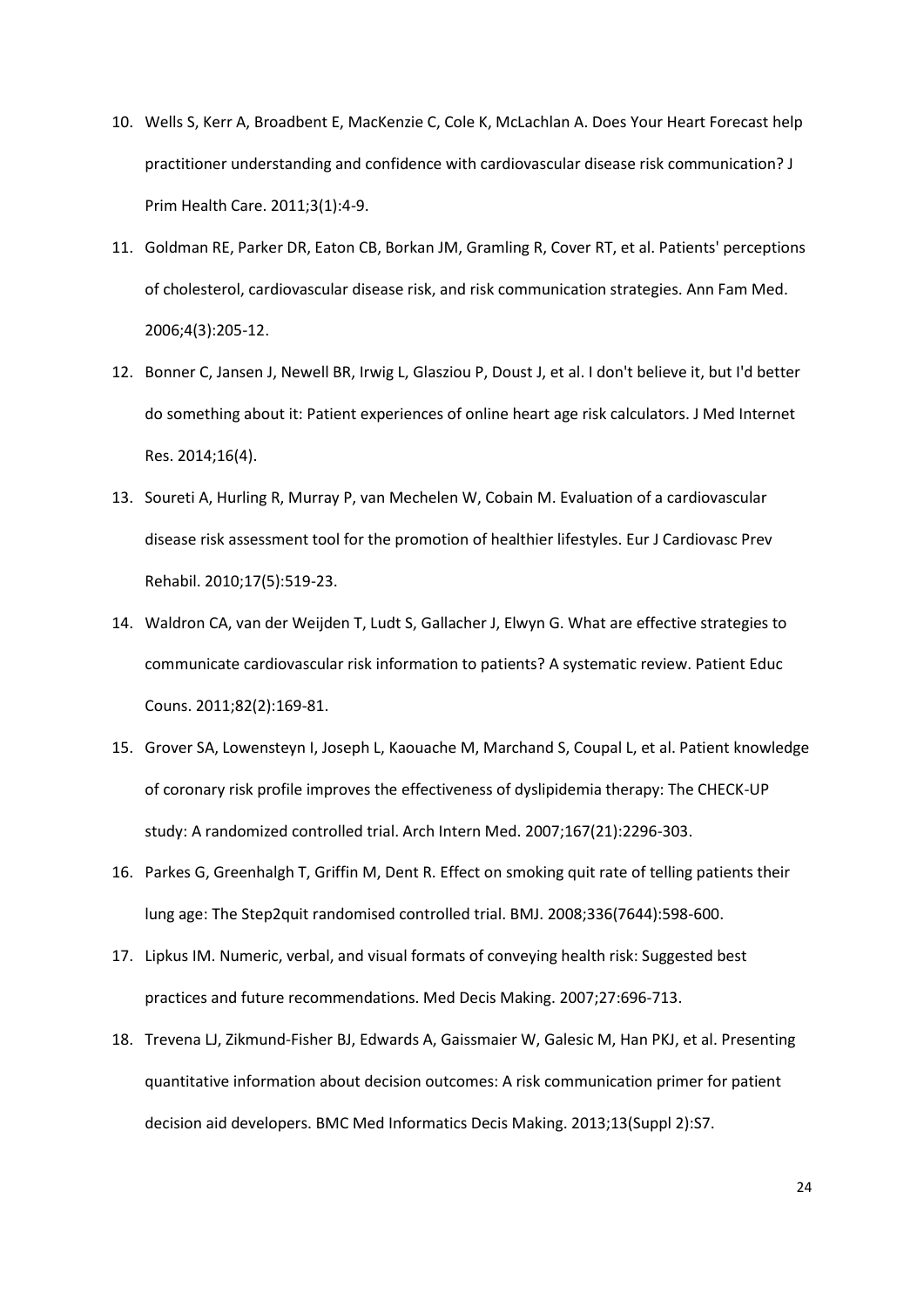10. Wells S, Kerr A, Broadbent E, MacKenzie C, Cole K, McLachlan A. Does Your Heart Forecast help practitioner understanding and confidence with cardiovascular disease risk communication? J Prim Health Care. 2011;3(1):4-9.
11. Goldman RE, Parker DR, Eaton CB, Borkan JM, Gramling R, Cover RT, et al. Patients' perceptions of cholesterol, cardiovascular disease risk, and risk communication strategies. Ann Fam Med. 2006;4(3):205-12.
12. Bonner C, Jansen J, Newell BR, Irwig L, Glasziou P, Doust J, et al. I don't believe it, but I'd better do something about it: Patient experiences of online heart age risk calculators. J Med Internet Res. 2014;16(4).
13. Soureti A, Hurling R, Murray P, van Mechelen W, Cobain M. Evaluation of a cardiovascular disease risk assessment tool for the promotion of healthier lifestyles. Eur J Cardiovasc Prev Rehabil. 2010;17(5):519-23.
14. Waldron CA, van der Weijden T, Ludt S, Gallacher J, Elwyn G. What are effective strategies to communicate cardiovascular risk information to patients? A systematic review. Patient Educ Couns. 2011;82(2):169-81.
15. Grover SA, Lowensteyn I, Joseph L, Kaouache M, Marchand S, Coupal L, et al. Patient knowledge of coronary risk profile improves the effectiveness of dyslipidemia therapy: The CHECK-UP study: A randomized controlled trial. Arch Intern Med. 2007;167(21):2296-303.
16. Parkes G, Greenhalgh T, Griffin M, Dent R. Effect on smoking quit rate of telling patients their lung age: The Step2quit randomised controlled trial. BMJ. 2008;336(7644):598-600.
17. Lipkus IM. Numeric, verbal, and visual formats of conveying health risk: Suggested best practices and future recommendations. Med Decis Making. 2007;27:696-713.
18. Trevena LJ, Zikmund-Fisher BJ, Edwards A, Gaissmaier W, Galesic M, Han PKJ, et al. Presenting quantitative information about decision outcomes: A risk communication primer for patient decision aid developers. BMC Med Informatics Decis Making. 2013;13(Suppl 2):S7.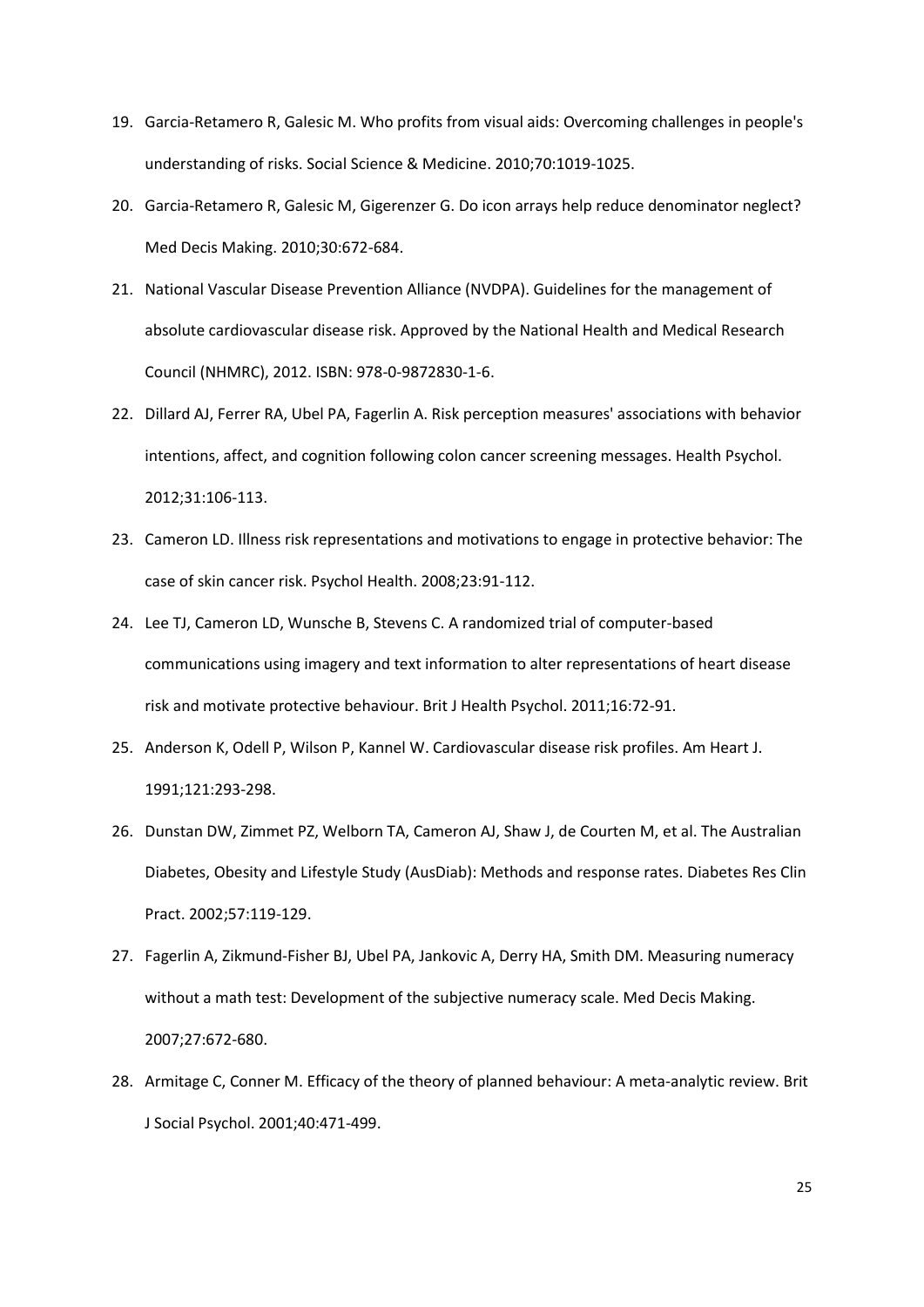19. Garcia-Retamero R, Galesic M. Who profits from visual aids: Overcoming challenges in people's understanding of risks. Social Science & Medicine. 2010;70:1019-1025.
20. Garcia-Retamero R, Galesic M, Gigerenzer G. Do icon arrays help reduce denominator neglect? Med Decis Making. 2010;30:672-684.
21. National Vascular Disease Prevention Alliance (NVDPA). Guidelines for the management of absolute cardiovascular disease risk. Approved by the National Health and Medical Research Council (NHMRC), 2012. ISBN: 978-0-9872830-1-6.
22. Dillard AJ, Ferrer RA, Ubel PA, Fagerlin A. Risk perception measures' associations with behavior intentions, affect, and cognition following colon cancer screening messages. Health Psychol. 2012;31:106-113.
23. Cameron LD. Illness risk representations and motivations to engage in protective behavior: The case of skin cancer risk. Psychol Health. 2008;23:91-112.
24. Lee TJ, Cameron LD, Wunsche B, Stevens C. A randomized trial of computer-based communications using imagery and text information to alter representations of heart disease risk and motivate protective behaviour. Brit J Health Psychol. 2011;16:72-91.
25. Anderson K, Odell P, Wilson P, Kannel W. Cardiovascular disease risk profiles. Am Heart J. 1991;121:293-298.
26. Dunstan DW, Zimmet PZ, Welborn TA, Cameron AJ, Shaw J, de Courten M, et al. The Australian Diabetes, Obesity and Lifestyle Study (AusDiab): Methods and response rates. Diabetes Res Clin Pract. 2002;57:119-129.
27. Fagerlin A, Zikmund-Fisher BJ, Ubel PA, Jankovic A, Derry HA, Smith DM. Measuring numeracy without a math test: Development of the subjective numeracy scale. Med Decis Making. 2007;27:672-680.
28. Armitage C, Conner M. Efficacy of the theory of planned behaviour: A meta-analytic review. Brit J Social Psychol. 2001;40:471-499.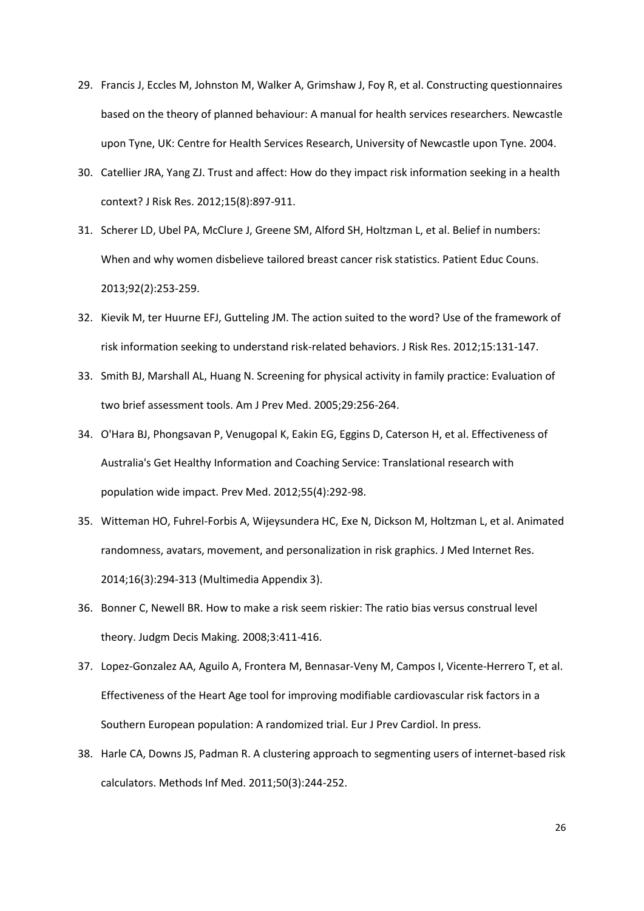29. Francis J, Eccles M, Johnston M, Walker A, Grimshaw J, Foy R, et al. Constructing questionnaires based on the theory of planned behaviour: A manual for health services researchers. Newcastle upon Tyne, UK: Centre for Health Services Research, University of Newcastle upon Tyne. 2004.
30. Catellier JRA, Yang ZJ. Trust and affect: How do they impact risk information seeking in a health context? J Risk Res. 2012;15(8):897-911.
31. Scherer LD, Ubel PA, McClure J, Greene SM, Alford SH, Holtzman L, et al. Belief in numbers: When and why women disbelieve tailored breast cancer risk statistics. Patient Educ Couns. 2013;92(2):253-259.
32. Kievik M, ter Huurne EFJ, Gutteling JM. The action suited to the word? Use of the framework of risk information seeking to understand risk-related behaviors. J Risk Res. 2012;15:131-147.
33. Smith BJ, Marshall AL, Huang N. Screening for physical activity in family practice: Evaluation of two brief assessment tools. Am J Prev Med. 2005;29:256-264.
34. O'Hara BJ, Phongsavan P, Venugopal K, Eakin EG, Eggins D, Caterson H, et al. Effectiveness of Australia's Get Healthy Information and Coaching Service: Translational research with population wide impact. Prev Med. 2012;55(4):292-98.
35. Witteman HO, Fuhrel-Forbis A, Wijeysundera HC, Exe N, Dickson M, Holtzman L, et al. Animated randomness, avatars, movement, and personalization in risk graphics. J Med Internet Res. 2014;16(3):294-313 (Multimedia Appendix 3).
36. Bonner C, Newell BR. How to make a risk seem riskier: The ratio bias versus construal level theory. Judgm Decis Making. 2008;3:411-416.
37. Lopez-Gonzalez AA, Aguilo A, Frontera M, Bennasar-Veny M, Campos I, Vicente-Herrero T, et al. Effectiveness of the Heart Age tool for improving modifiable cardiovascular risk factors in a Southern European population: A randomized trial. Eur J Prev Cardiol. In press.
38. Harle CA, Downs JS, Padman R. A clustering approach to segmenting users of internet-based risk calculators. Methods Inf Med. 2011;50(3):244-252.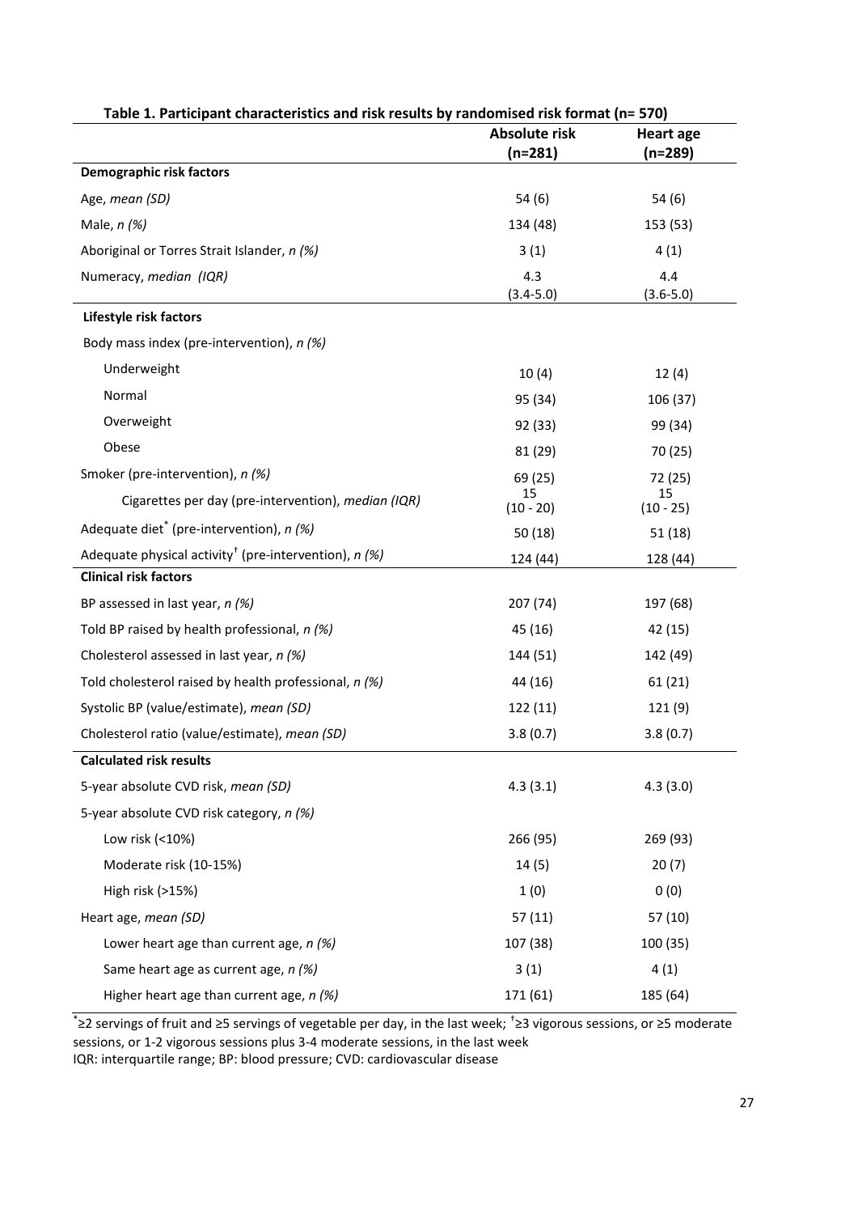**Table 1. Participant characteristics and risk results by randomised risk format (n= 570)**

| | Absolute risk (n=281) | Heart age (n=289) |
|---|---|---|
| **Demographic risk factors** | | |
| Age, *mean (SD)* | 54 (6) | 54 (6) |
| Male, *n (%)* | 134 (48) | 153 (53) |
| Aboriginal or Torres Strait Islander, *n (%)* | 3 (1) | 4 (1) |
| Numeracy, *median (IQR)* | 4.3 (3.4-5.0) | 4.4 (3.6-5.0) |
| **Lifestyle risk factors** | | |
| Body mass index (pre-intervention), *n (%)* | | |
| Underweight | 10 (4) | 12 (4) |
| Normal | 95 (34) | 106 (37) |
| Overweight | 92 (33) | 99 (34) |
| Obese | 81 (29) | 70 (25) |
| Smoker (pre-intervention), *n (%)* | 69 (25) | 72 (25) |
| Cigarettes per day (pre-intervention), *median (IQR)* | 15 (10 - 20) | 15 (10 - 25) |
| Adequate diet* (pre-intervention), *n (%)* | 50 (18) | 51 (18) |
| Adequate physical activity† (pre-intervention), *n (%)* | 124 (44) | 128 (44) |
| **Clinical risk factors** | | |
| BP assessed in last year, *n (%)* | 207 (74) | 197 (68) |
| Told BP raised by health professional, *n (%)* | 45 (16) | 42 (15) |
| Cholesterol assessed in last year, *n (%)* | 144 (51) | 142 (49) |
| Told cholesterol raised by health professional, *n (%)* | 44 (16) | 61 (21) |
| Systolic BP (value/estimate), *mean (SD)* | 122 (11) | 121 (9) |
| Cholesterol ratio (value/estimate), *mean (SD)* | 3.8 (0.7) | 3.8 (0.7) |
| **Calculated risk results** | | |
| 5-year absolute CVD risk, *mean (SD)* | 4.3 (3.1) | 4.3 (3.0) |
| 5-year absolute CVD risk category, *n (%)* | | |
| Low risk (<10%) | 266 (95) | 269 (93) |
| Moderate risk (10-15%) | 14 (5) | 20 (7) |
| High risk (>15%) | 1 (0) | 0 (0) |
| Heart age, *mean (SD)* | 57 (11) | 57 (10) |
| Lower heart age than current age, *n (%)* | 107 (38) | 100 (35) |
| Same heart age as current age, *n (%)* | 3 (1) | 4 (1) |
| Higher heart age than current age, *n (%)* | 171 (61) | 185 (64) |

*≥2 servings of fruit and ≥5 servings of vegetable per day, in the last week; †≥3 vigorous sessions, or ≥5 moderate sessions, or 1-2 vigorous sessions plus 3-4 moderate sessions, in the last week

IQR: interquartile range; BP: blood pressure; CVD: cardiovascular disease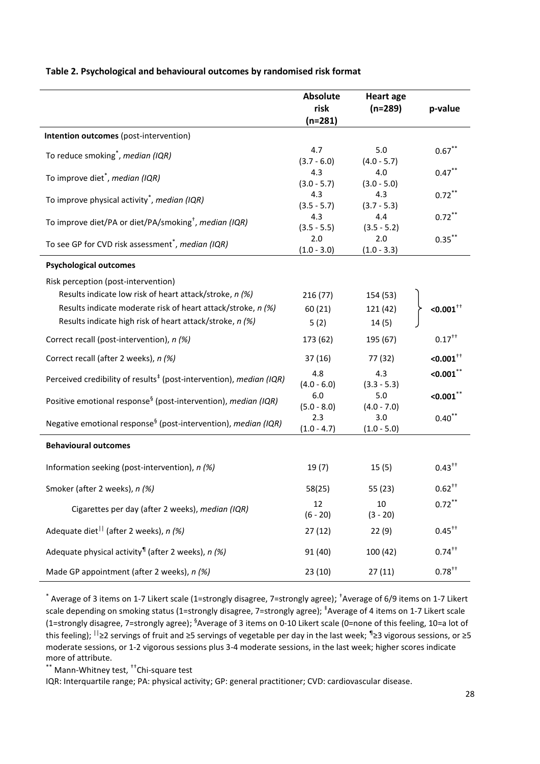**Table 2. Psychological and behavioural outcomes by randomised risk format**

| | Absolute risk (n=281) | Heart age (n=289) | p-value |
|---|---|---|---|
| **Intention outcomes** (post-intervention) | | | |
| To reduce smoking*, *median (IQR)* | 4.7 (3.7 - 6.0) | 5.0 (4.0 - 5.7) | 0.67** |
| To improve diet*, *median (IQR)* | 4.3 (3.0 - 5.7) | 4.0 (3.0 - 5.0) | 0.47** |
| To improve physical activity*, *median (IQR)* | 4.3 (3.5 - 5.7) | 4.3 (3.7 - 5.3) | 0.72** |
| To improve diet/PA or diet/PA/smoking†, *median (IQR)* | 4.3 (3.5 - 5.5) | 4.4 (3.5 - 5.2) | 0.72** |
| To see GP for CVD risk assessment*, *median (IQR)* | 2.0 (1.0 - 3.0) | 2.0 (1.0 - 3.3) | 0.35** |
| **Psychological outcomes** | | | |
| Risk perception (post-intervention) | | | |
| Results indicate low risk of heart attack/stroke, *n (%)* | 216 (77) | 154 (53) | **<0.001**†† |
| Results indicate moderate risk of heart attack/stroke, *n (%)* | 60 (21) | 121 (42) | |
| Results indicate high risk of heart attack/stroke, *n (%)* | 5 (2) | 14 (5) | |
| Correct recall (post-intervention), *n (%)* | 173 (62) | 195 (67) | 0.17†† |
| Correct recall (after 2 weeks), *n (%)* | 37 (16) | 77 (32) | **<0.001**†† |
| Perceived credibility of results‡ (post-intervention), *median (IQR)* | 4.8 (4.0 - 6.0) | 4.3 (3.3 - 5.3) | **<0.001**** |
| Positive emotional response§ (post-intervention), *median (IQR)* | 6.0 (5.0 - 8.0) | 5.0 (4.0 - 7.0) | **<0.001**** |
| Negative emotional response§ (post-intervention), *median (IQR)* | 2.3 (1.0 - 4.7) | 3.0 (1.0 - 5.0) | 0.40** |
| **Behavioural outcomes** | | | |
| Information seeking (post-intervention), *n (%)* | 19 (7) | 15 (5) | 0.43†† |
| Smoker (after 2 weeks), *n (%)* | 58(25) | 55 (23) | 0.62†† |
| Cigarettes per day (after 2 weeks), *median (IQR)* | 12 (6 - 20) | 10 (3 - 20) | 0.72** |
| Adequate diet|| (after 2 weeks), *n (%)* | 27 (12) | 22 (9) | 0.45†† |
| Adequate physical activity¶ (after 2 weeks), *n (%)* | 91 (40) | 100 (42) | 0.74†† |
| Made GP appointment (after 2 weeks), *n (%)* | 23 (10) | 27 (11) | 0.78†† |

* Average of 3 items on 1-7 Likert scale (1=strongly disagree, 7=strongly agree); † Average of 6/9 items on 1-7 Likert scale depending on smoking status (1=strongly disagree, 7=strongly agree); ‡ Average of 4 items on 1-7 Likert scale (1=strongly disagree, 7=strongly agree); § Average of 3 items on 0-10 Likert scale (0=none of this feeling, 10=a lot of this feeling); || ≥2 servings of fruit and ≥5 servings of vegetable per day in the last week; ¶ ≥3 vigorous sessions, or ≥5 moderate sessions, or 1-2 vigorous sessions plus 3-4 moderate sessions, in the last week; higher scores indicate more of attribute.

** Mann-Whitney test, †† Chi-square test

IQR: Interquartile range; PA: physical activity; GP: general practitioner; CVD: cardiovascular disease.